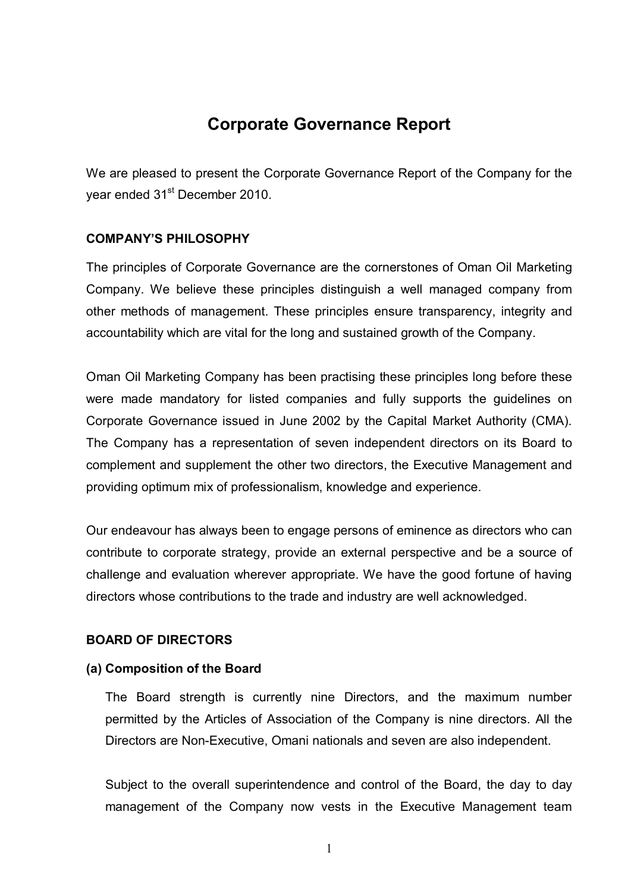# Corporate Governance Report

We are pleased to present the Corporate Governance Report of the Company for the year ended 31st December 2010.

## COMPANY'S PHILOSOPHY

The principles of Corporate Governance are the cornerstones of Oman Oil Marketing Company. We believe these principles distinguish a well managed company from other methods of management. These principles ensure transparency, integrity and accountability which are vital for the long and sustained growth of the Company.

Oman Oil Marketing Company has been practising these principles long before these were made mandatory for listed companies and fully supports the guidelines on Corporate Governance issued in June 2002 by the Capital Market Authority (CMA). The Company has a representation of seven independent directors on its Board to complement and supplement the other two directors, the Executive Management and providing optimum mix of professionalism, knowledge and experience.

Our endeavour has always been to engage persons of eminence as directors who can contribute to corporate strategy, provide an external perspective and be a source of challenge and evaluation wherever appropriate. We have the good fortune of having directors whose contributions to the trade and industry are well acknowledged.

## BOARD OF DIRECTORS

### (a) Composition of the Board

The Board strength is currently nine Directors, and the maximum number permitted by the Articles of Association of the Company is nine directors. All the Directors are Non-Executive, Omani nationals and seven are also independent.

Subject to the overall superintendence and control of the Board, the day to day management of the Company now vests in the Executive Management team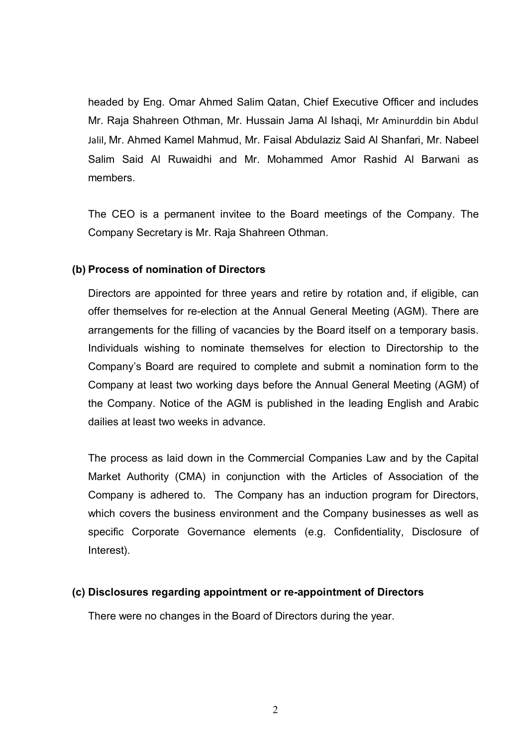headed by Eng. Omar Ahmed Salim Qatan, Chief Executive Officer and includes Mr. Raja Shahreen Othman, Mr. Hussain Jama Al Ishaqi, Mr Aminurddin bin Abdul Jalil, Mr. Ahmed Kamel Mahmud, Mr. Faisal Abdulaziz Said Al Shanfari, Mr. Nabeel Salim Said Al Ruwaidhi and Mr. Mohammed Amor Rashid Al Barwani as members.

The CEO is a permanent invitee to the Board meetings of the Company. The Company Secretary is Mr. Raja Shahreen Othman.

**(b) Process of nomination of Directors**

Directors are appointed for three years and retire by rotation and, if eligible, can offer themselves for re-election at the Annual General Meeting (AGM). There are arrangements for the filling of vacancies by the Board itself on a temporary basis. Individuals wishing to nominate themselves for election to Directorship to the Company's Board are required to complete and submit a nomination form to the Company at least two working days before the Annual General Meeting (AGM) of the Company. Notice of the AGM is published in the leading English and Arabic dailies at least two weeks in advance.

The process as laid down in the Commercial Companies Law and by the Capital Market Authority (CMA) in conjunction with the Articles of Association of the Company is adhered to. The Company has an induction program for Directors, which covers the business environment and the Company businesses as well as specific Corporate Governance elements (e.g. Confidentiality, Disclosure of Interest).

**(c) Disclosures regarding appointment or re-appointment of Directors**

There were no changes in the Board of Directors during the year.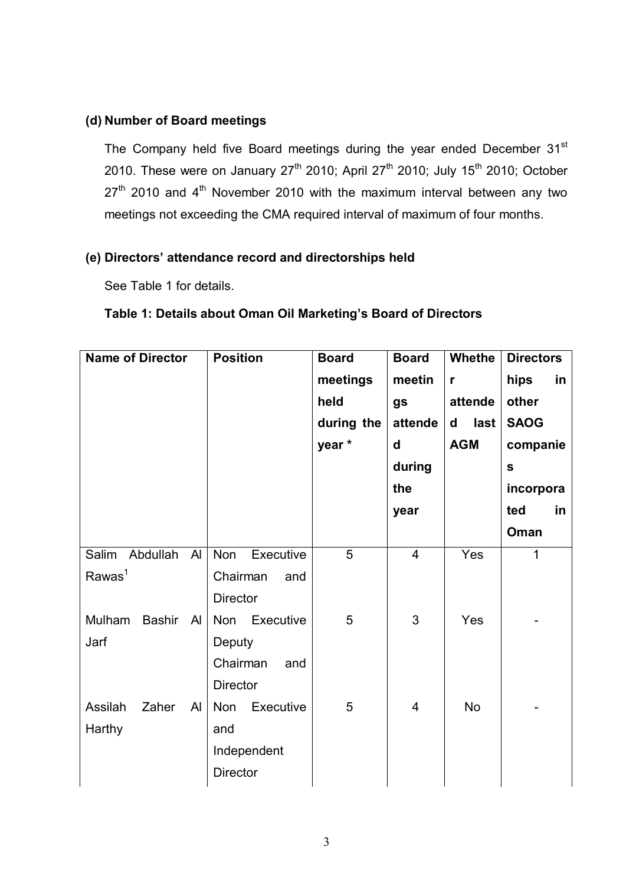### (d) Number of Board meetings

The Company held five Board meetings during the year ended December 31st 2010. These were on January 27th 2010; April 27th 2010; July 15th 2010; October 27th 2010 and 4th November 2010 with the maximum interval between any two meetings not exceeding the CMA required interval of maximum of four months.

### (e) Directors' attendance record and directorships held

See Table 1 for details.

**Table 1: Details about Oman Oil Marketing's Board of Directors**

| Name of Director | Position | Board meetings held during the year * | Board meetings attended during the year | Whether attended last AGM | Directorships in other SAOG companies incorporated in Oman |
|---|---|---|---|---|---|
| Salim Abdullah Al Rawas[1] | Non Executive Chairman and Director | 5 | 4 | Yes | 1 |
| Mulham Bashir Al Jarf | Non Executive Deputy Chairman and Director | 5 | 3 | Yes | - |
| Assilah Zaher Al Harthy | Non Executive and Independent Director | 5 | 4 | No | - |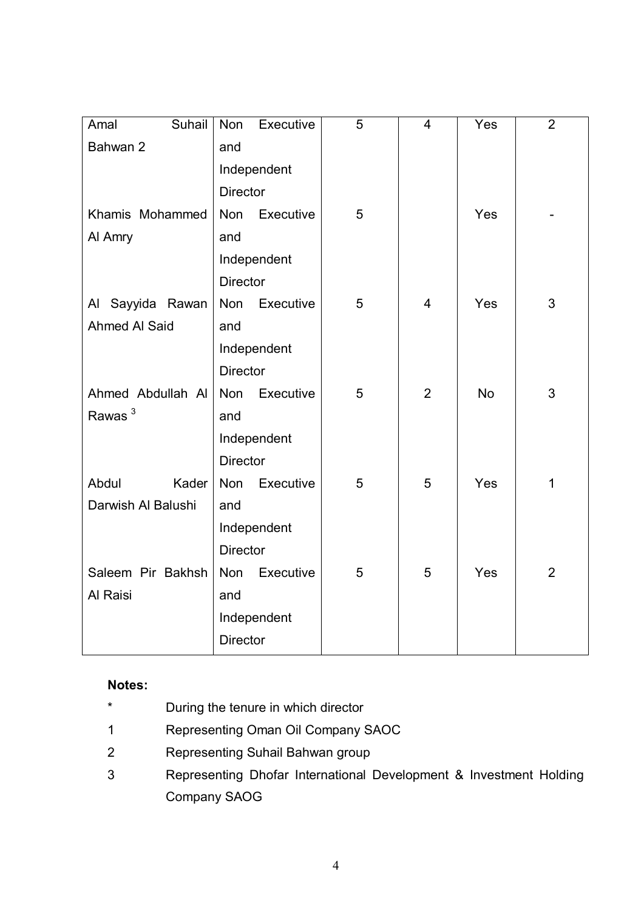| Amal Suhail Bahwan 2 | Non Executive and Independent Director | 5 | 4 | Yes | 2 |
|---|---|---|---|---|---|
| Khamis Mohammed Al Amry | Non Executive and Independent Director | 5 | | Yes | - |
| Al Sayyida Rawan Ahmed Al Said | Non Executive and Independent Director | 5 | 4 | Yes | 3 |
| Ahmed Abdullah Al Rawas [3] | Non Executive and Independent Director | 5 | 2 | No | 3 |
| Abdul Kader Darwish Al Balushi | Non Executive and Independent Director | 5 | 5 | Yes | 1 |
| Saleem Pir Bakhsh Al Raisi | Non Executive and Independent Director | 5 | 5 | Yes | 2 |

**Notes:**

- \* During the tenure in which director
- 1 Representing Oman Oil Company SAOC
- 2 Representing Suhail Bahwan group
- 3 Representing Dhofar International Development & Investment Holding Company SAOG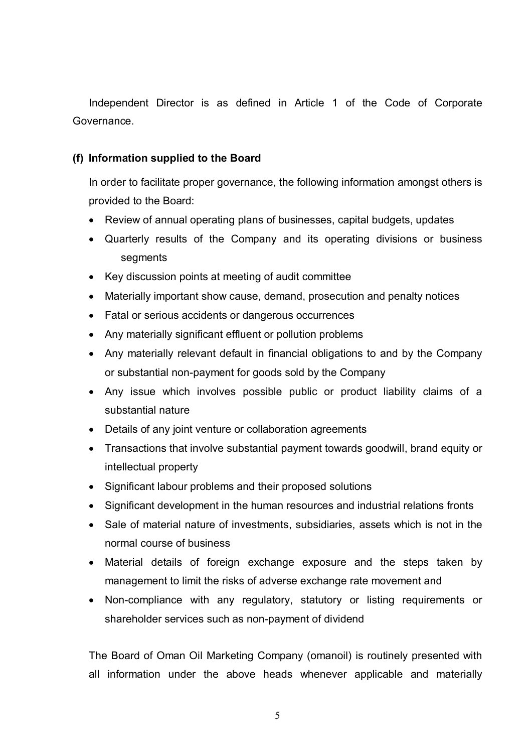Independent Director is as defined in Article 1 of the Code of Corporate Governance.

**(f) Information supplied to the Board**

In order to facilitate proper governance, the following information amongst others is provided to the Board:

- Review of annual operating plans of businesses, capital budgets, updates
- Quarterly results of the Company and its operating divisions or business segments
- Key discussion points at meeting of audit committee
- Materially important show cause, demand, prosecution and penalty notices
- Fatal or serious accidents or dangerous occurrences
- Any materially significant effluent or pollution problems
- Any materially relevant default in financial obligations to and by the Company or substantial non-payment for goods sold by the Company
- Any issue which involves possible public or product liability claims of a substantial nature
- Details of any joint venture or collaboration agreements
- Transactions that involve substantial payment towards goodwill, brand equity or intellectual property
- Significant labour problems and their proposed solutions
- Significant development in the human resources and industrial relations fronts
- Sale of material nature of investments, subsidiaries, assets which is not in the normal course of business
- Material details of foreign exchange exposure and the steps taken by management to limit the risks of adverse exchange rate movement and
- Non-compliance with any regulatory, statutory or listing requirements or shareholder services such as non-payment of dividend

The Board of Oman Oil Marketing Company (omanoil) is routinely presented with all information under the above heads whenever applicable and materially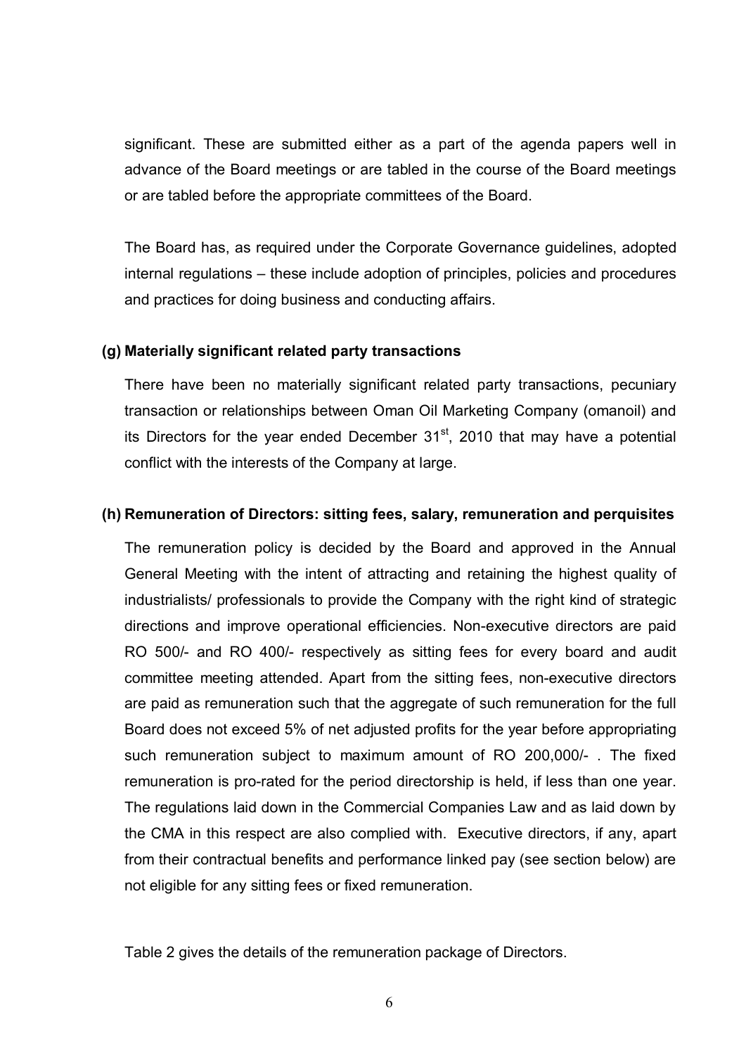significant. These are submitted either as a part of the agenda papers well in advance of the Board meetings or are tabled in the course of the Board meetings or are tabled before the appropriate committees of the Board.

The Board has, as required under the Corporate Governance guidelines, adopted internal regulations – these include adoption of principles, policies and procedures and practices for doing business and conducting affairs.

**(g) Materially significant related party transactions**

There have been no materially significant related party transactions, pecuniary transaction or relationships between Oman Oil Marketing Company (omanoil) and its Directors for the year ended December 31st, 2010 that may have a potential conflict with the interests of the Company at large.

**(h) Remuneration of Directors: sitting fees, salary, remuneration and perquisites**

The remuneration policy is decided by the Board and approved in the Annual General Meeting with the intent of attracting and retaining the highest quality of industrialists/ professionals to provide the Company with the right kind of strategic directions and improve operational efficiencies. Non-executive directors are paid RO 500/- and RO 400/- respectively as sitting fees for every board and audit committee meeting attended. Apart from the sitting fees, non-executive directors are paid as remuneration such that the aggregate of such remuneration for the full Board does not exceed 5% of net adjusted profits for the year before appropriating such remuneration subject to maximum amount of RO 200,000/- . The fixed remuneration is pro-rated for the period directorship is held, if less than one year. The regulations laid down in the Commercial Companies Law and as laid down by the CMA in this respect are also complied with. Executive directors, if any, apart from their contractual benefits and performance linked pay (see section below) are not eligible for any sitting fees or fixed remuneration.

Table 2 gives the details of the remuneration package of Directors.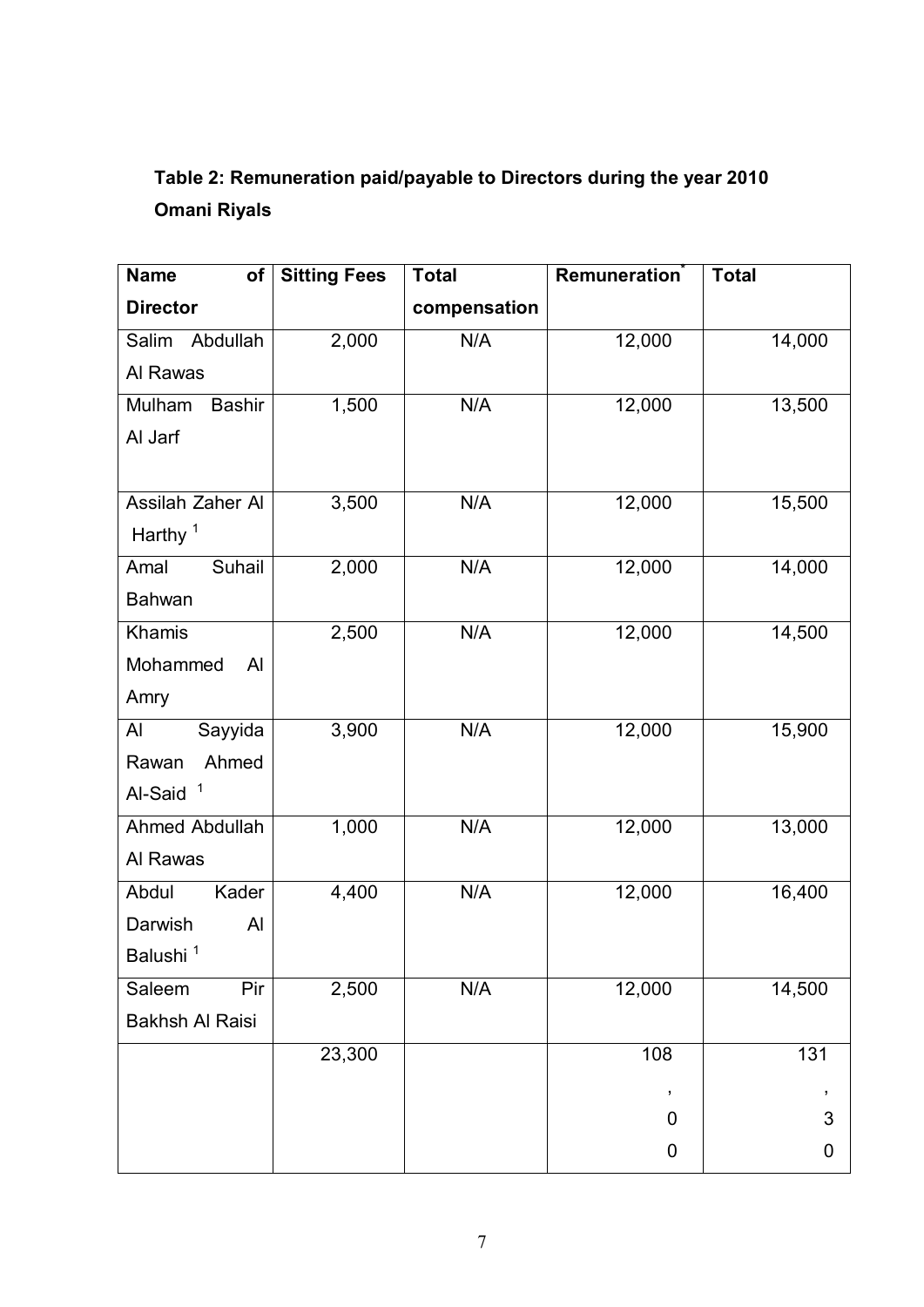**Table 2: Remuneration paid/payable to Directors during the year 2010**
**Omani Riyals**

| Name of Director | Sitting Fees | Total compensation | Remuneration* | Total |
|---|---|---|---|---|
| Salim Abdullah Al Rawas | 2,000 | N/A | 12,000 | 14,000 |
| Mulham Bashir Al Jarf | 1,500 | N/A | 12,000 | 13,500 |
| Assilah Zaher Al Harthy [1] | 3,500 | N/A | 12,000 | 15,500 |
| Amal Suhail Bahwan | 2,000 | N/A | 12,000 | 14,000 |
| Khamis Mohammed Al Amry | 2,500 | N/A | 12,000 | 14,500 |
| Al Sayyida Rawan Ahmed Al-Said [1] | 3,900 | N/A | 12,000 | 15,900 |
| Ahmed Abdullah Al Rawas | 1,000 | N/A | 12,000 | 13,000 |
| Abdul Kader Darwish Al Balushi [1] | 4,400 | N/A | 12,000 | 16,400 |
| Saleem Pir Bakhsh Al Raisi | 2,500 | N/A | 12,000 | 14,500 |
| | 23,300 | | 108,00 | 131,30 |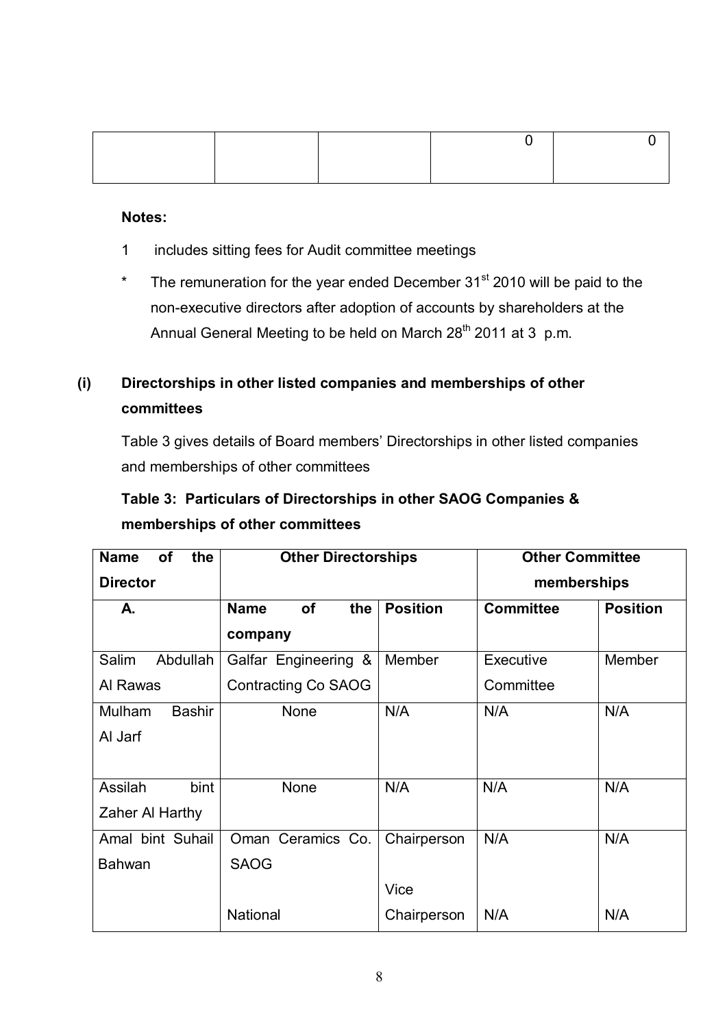|  |  |  | 0 | 0 |
|---|---|---|---|---|

**Notes:**

1 includes sitting fees for Audit committee meetings

\* The remuneration for the year ended December 31st 2010 will be paid to the non-executive directors after adoption of accounts by shareholders at the Annual General Meeting to be held on March 28th 2011 at 3 p.m.

## (i) Directorships in other listed companies and memberships of other committees

Table 3 gives details of Board members' Directorships in other listed companies and memberships of other committees

**Table 3: Particulars of Directorships in other SAOG Companies & memberships of other committees**

| Name of the Director | Other Directorships | | Other Committee memberships | |
|---|---|---|---|---|
| **A.** | **Name of the company** | **Position** | **Committee** | **Position** |
| Salim Abdullah Al Rawas | Galfar Engineering & Contracting Co SAOG | Member | Executive Committee | Member |
| Mulham Bashir Al Jarf | None | N/A | N/A | N/A |
| Assilah bint Zaher Al Harthy | None | N/A | N/A | N/A |
| Amal bint Suhail Bahwan | Oman Ceramics Co. SAOG | Chairperson | N/A | N/A |
| | National | Vice Chairperson | N/A | N/A |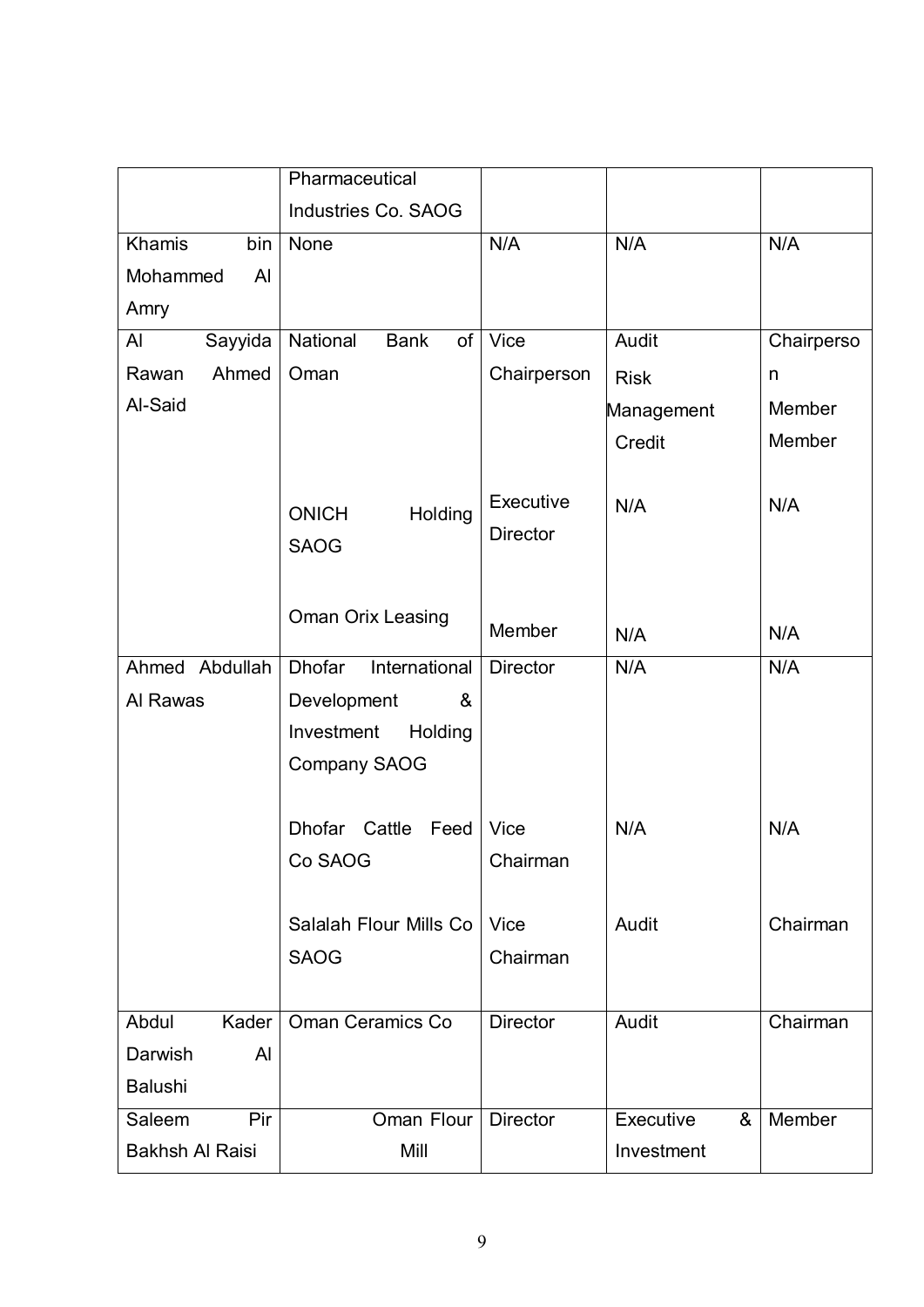|  |  |  |  |  |
|---|---|---|---|---|
|  | Pharmaceutical Industries Co. SAOG |  |  |  |
| Khamis bin Mohammed Al Amry | None | N/A | N/A | N/A |
| Al Sayyida Rawan Ahmed Al-Said | National Bank of Oman | Vice Chairperson | Audit<br>Risk Management<br>Credit | Chairperson<br>Member<br>Member |
|  | ONICH Holding SAOG | Executive Director | N/A | N/A |
|  | Oman Orix Leasing | Member | N/A | N/A |
| Ahmed Abdullah Al Rawas | Dhofar International Development & Investment Holding Company SAOG | Director | N/A | N/A |
|  | Dhofar Cattle Feed Co SAOG | Vice Chairman | N/A | N/A |
|  | Salalah Flour Mills Co SAOG | Vice Chairman | Audit | Chairman |
| Abdul Kader Darwish Al Balushi | Oman Ceramics Co | Director | Audit | Chairman |
| Saleem Pir Bakhsh Al Raisi | Oman Flour Mill | Director | Executive & Investment | Member |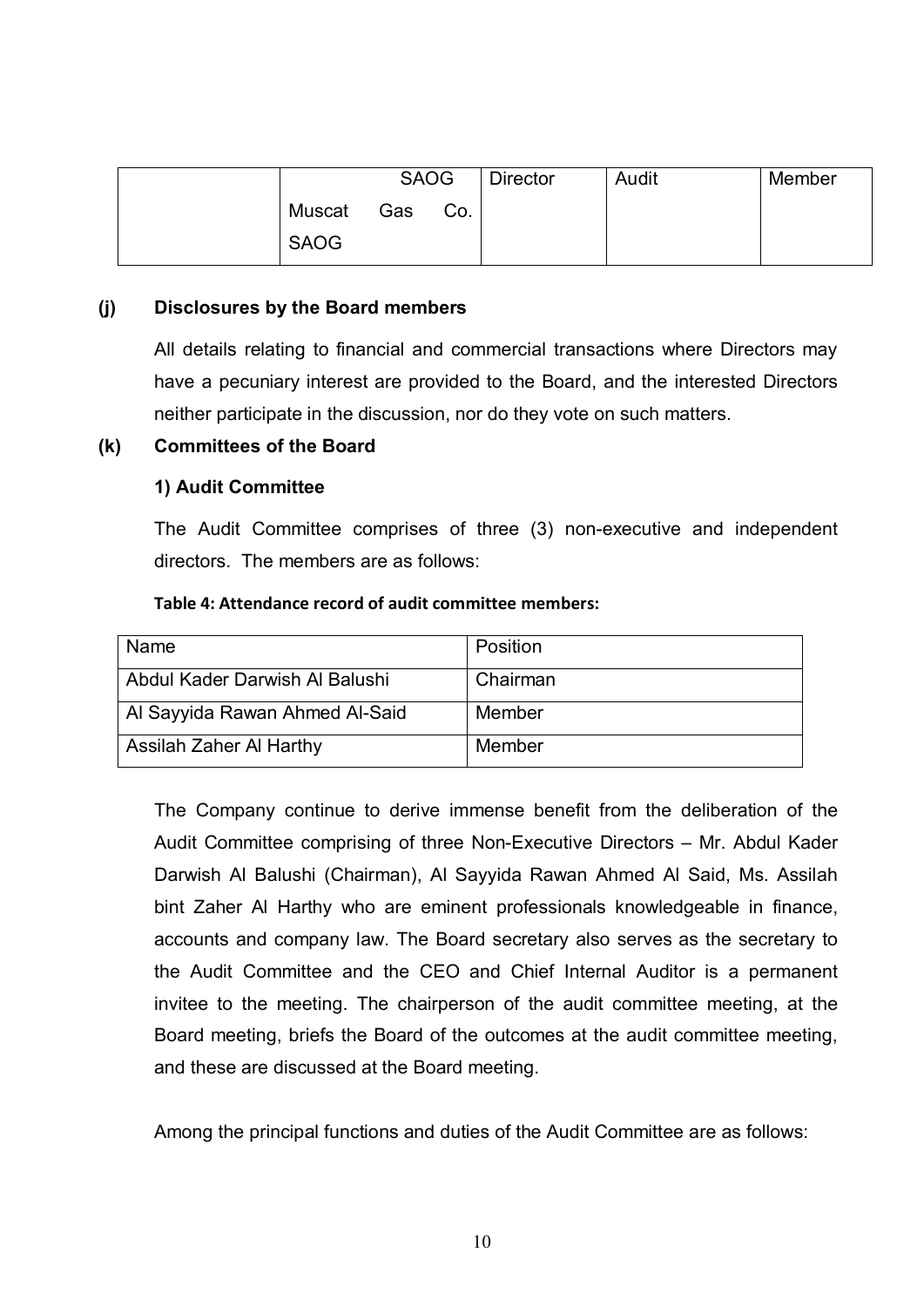|  | SAOG<br>Muscat Gas Co.<br>SAOG | Director | Audit | Member |
|---|---|---|---|---|

**(j) Disclosures by the Board members**

All details relating to financial and commercial transactions where Directors may have a pecuniary interest are provided to the Board, and the interested Directors neither participate in the discussion, nor do they vote on such matters.

**(k) Committees of the Board**

**1) Audit Committee**

The Audit Committee comprises of three (3) non-executive and independent directors. The members are as follows:

**Table 4: Attendance record of audit committee members:**

| Name | Position |
|---|---|
| Abdul Kader Darwish Al Balushi | Chairman |
| Al Sayyida Rawan Ahmed Al-Said | Member |
| Assilah Zaher Al Harthy | Member |

The Company continue to derive immense benefit from the deliberation of the Audit Committee comprising of three Non-Executive Directors – Mr. Abdul Kader Darwish Al Balushi (Chairman), Al Sayyida Rawan Ahmed Al Said, Ms. Assilah bint Zaher Al Harthy who are eminent professionals knowledgeable in finance, accounts and company law. The Board secretary also serves as the secretary to the Audit Committee and the CEO and Chief Internal Auditor is a permanent invitee to the meeting. The chairperson of the audit committee meeting, at the Board meeting, briefs the Board of the outcomes at the audit committee meeting, and these are discussed at the Board meeting.

Among the principal functions and duties of the Audit Committee are as follows: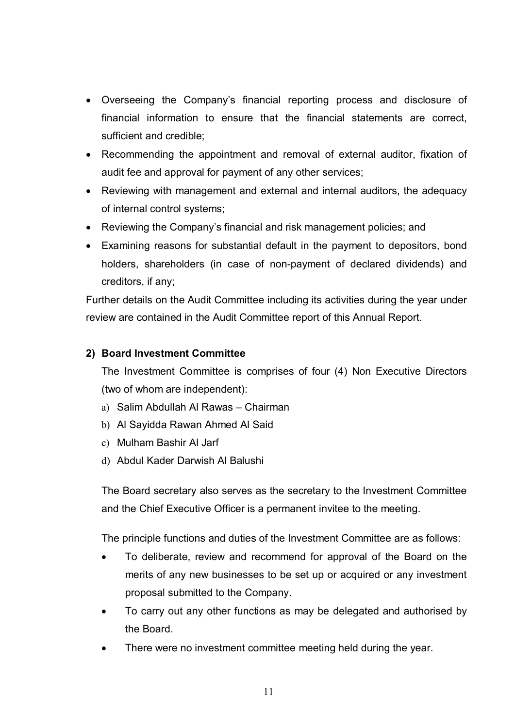- Overseeing the Company's financial reporting process and disclosure of financial information to ensure that the financial statements are correct, sufficient and credible;
- Recommending the appointment and removal of external auditor, fixation of audit fee and approval for payment of any other services;
- Reviewing with management and external and internal auditors, the adequacy of internal control systems;
- Reviewing the Company's financial and risk management policies; and
- Examining reasons for substantial default in the payment to depositors, bond holders, shareholders (in case of non-payment of declared dividends) and creditors, if any;

Further details on the Audit Committee including its activities during the year under review are contained in the Audit Committee report of this Annual Report.

**2) Board Investment Committee**

The Investment Committee is comprises of four (4) Non Executive Directors (two of whom are independent):

a) Salim Abdullah Al Rawas – Chairman
b) Al Sayidda Rawan Ahmed Al Said
c) Mulham Bashir Al Jarf
d) Abdul Kader Darwish Al Balushi

The Board secretary also serves as the secretary to the Investment Committee and the Chief Executive Officer is a permanent invitee to the meeting.

The principle functions and duties of the Investment Committee are as follows:

- To deliberate, review and recommend for approval of the Board on the merits of any new businesses to be set up or acquired or any investment proposal submitted to the Company.
- To carry out any other functions as may be delegated and authorised by the Board.
- There were no investment committee meeting held during the year.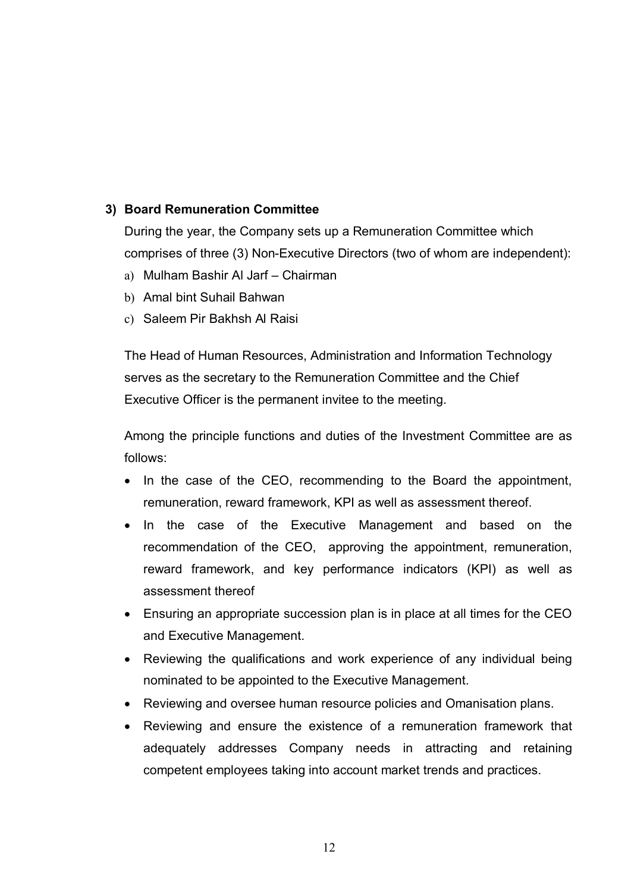### 3) Board Remuneration Committee

During the year, the Company sets up a Remuneration Committee which comprises of three (3) Non-Executive Directors (two of whom are independent):

a) Mulham Bashir Al Jarf – Chairman
b) Amal bint Suhail Bahwan
c) Saleem Pir Bakhsh Al Raisi

The Head of Human Resources, Administration and Information Technology serves as the secretary to the Remuneration Committee and the Chief Executive Officer is the permanent invitee to the meeting.

Among the principle functions and duties of the Investment Committee are as follows:

- In the case of the CEO, recommending to the Board the appointment, remuneration, reward framework, KPI as well as assessment thereof.
- In the case of the Executive Management and based on the recommendation of the CEO, approving the appointment, remuneration, reward framework, and key performance indicators (KPI) as well as assessment thereof
- Ensuring an appropriate succession plan is in place at all times for the CEO and Executive Management.
- Reviewing the qualifications and work experience of any individual being nominated to be appointed to the Executive Management.
- Reviewing and oversee human resource policies and Omanisation plans.
- Reviewing and ensure the existence of a remuneration framework that adequately addresses Company needs in attracting and retaining competent employees taking into account market trends and practices.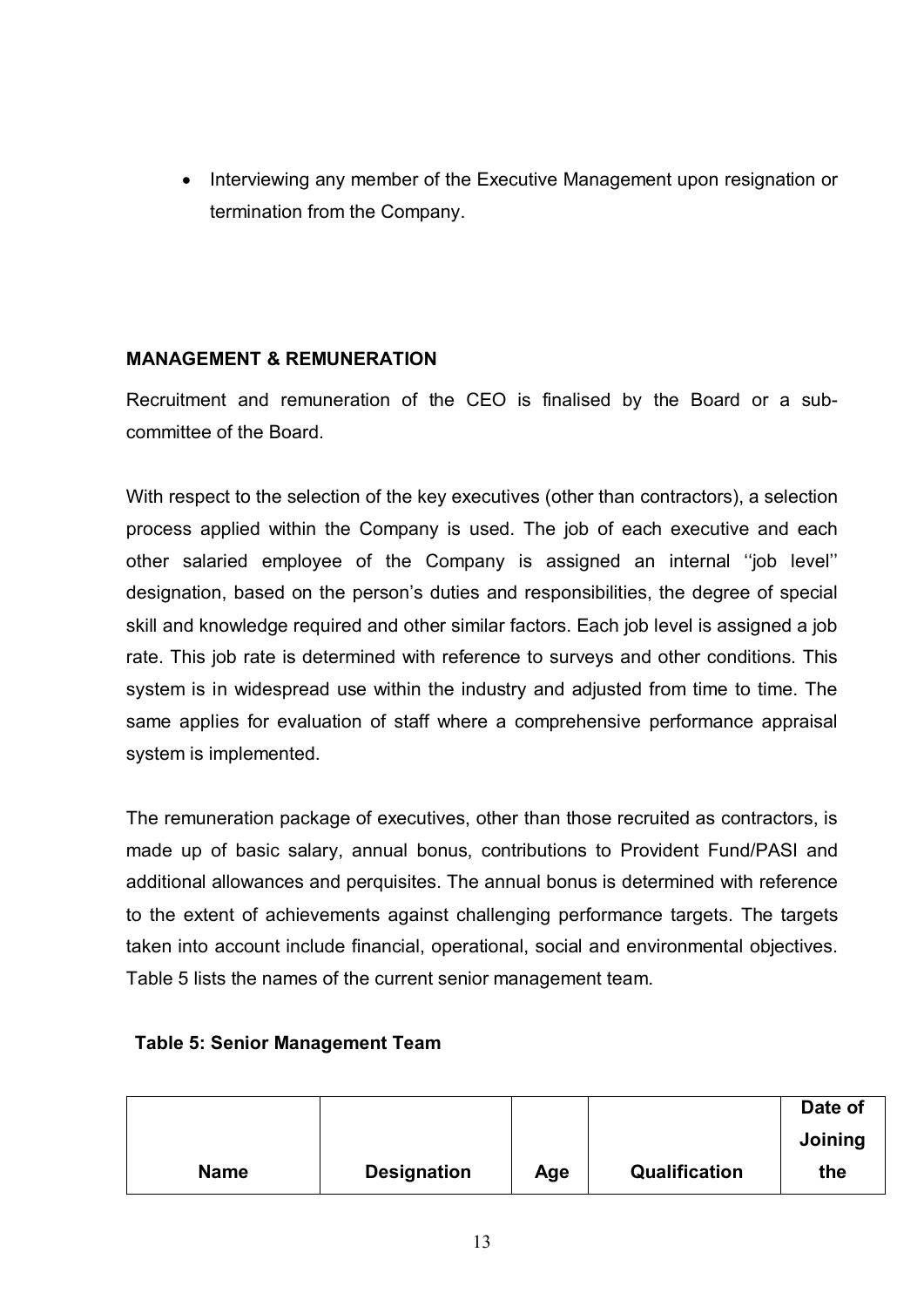- Interviewing any member of the Executive Management upon resignation or termination from the Company.

## MANAGEMENT & REMUNERATION

Recruitment and remuneration of the CEO is finalised by the Board or a sub-committee of the Board.

With respect to the selection of the key executives (other than contractors), a selection process applied within the Company is used. The job of each executive and each other salaried employee of the Company is assigned an internal ''job level'' designation, based on the person's duties and responsibilities, the degree of special skill and knowledge required and other similar factors. Each job level is assigned a job rate. This job rate is determined with reference to surveys and other conditions. This system is in widespread use within the industry and adjusted from time to time. The same applies for evaluation of staff where a comprehensive performance appraisal system is implemented.

The remuneration package of executives, other than those recruited as contractors, is made up of basic salary, annual bonus, contributions to Provident Fund/PASI and additional allowances and perquisites. The annual bonus is determined with reference to the extent of achievements against challenging performance targets. The targets taken into account include financial, operational, social and environmental objectives. Table 5 lists the names of the current senior management team.

**Table 5: Senior Management Team**

| Name | Designation | Age | Qualification | Date of Joining the |
|---|---|---|---|---|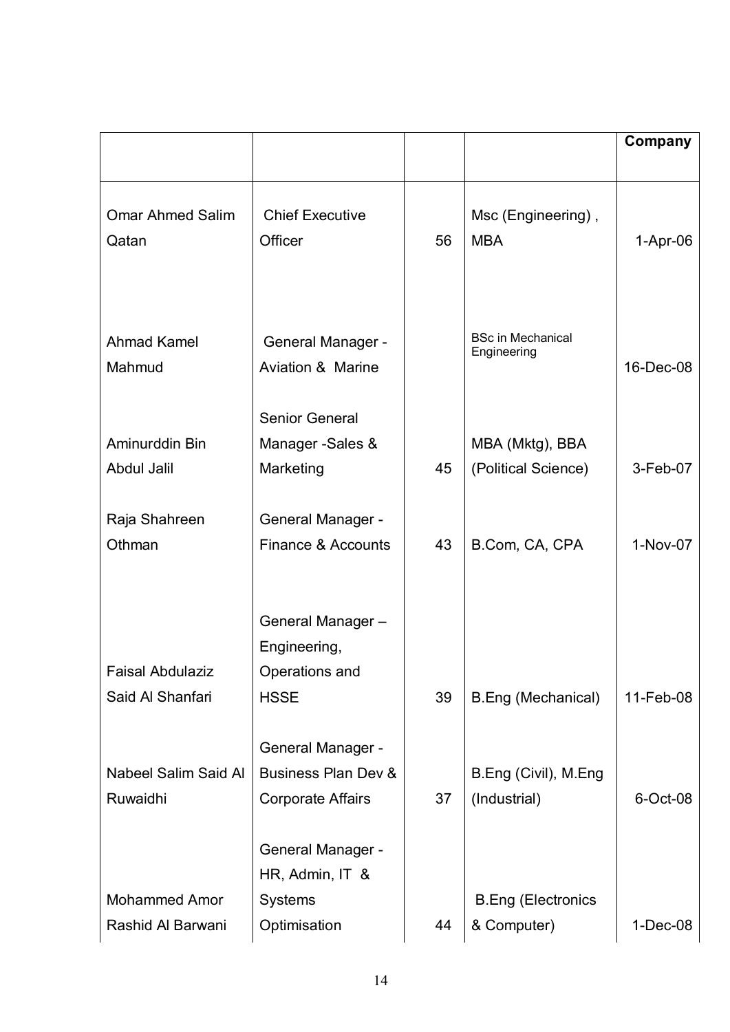| | | | | Company |
|---|---|---|---|---|
| Omar Ahmed Salim Qatan | Chief Executive Officer | 56 | Msc (Engineering) , MBA | 1-Apr-06 |
| Ahmad Kamel Mahmud | General Manager - Aviation & Marine | | BSc in Mechanical Engineering | 16-Dec-08 |
| Aminurddin Bin Abdul Jalil | Senior General Manager -Sales & Marketing | 45 | MBA (Mktg), BBA (Political Science) | 3-Feb-07 |
| Raja Shahreen Othman | General Manager - Finance & Accounts | 43 | B.Com, CA, CPA | 1-Nov-07 |
| Faisal Abdulaziz Said Al Shanfari | General Manager – Engineering, Operations and HSSE | 39 | B.Eng (Mechanical) | 11-Feb-08 |
| Nabeel Salim Said Al Ruwaidhi | General Manager - Business Plan Dev & Corporate Affairs | 37 | B.Eng (Civil), M.Eng (Industrial) | 6-Oct-08 |
| Mohammed Amor Rashid Al Barwani | General Manager - HR, Admin, IT & Systems Optimisation | 44 | B.Eng (Electronics & Computer) | 1-Dec-08 |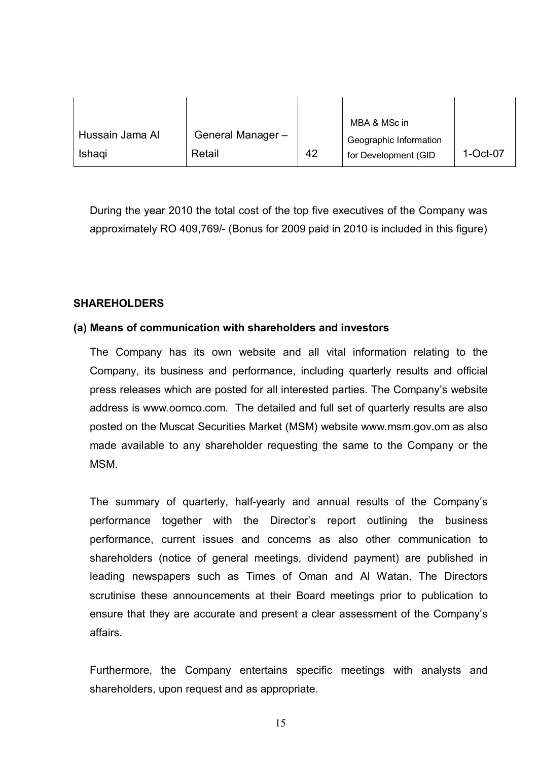| | | | | |
|---|---|---|---|---|
| Hussain Jama Al Ishaqi | General Manager – Retail | 42 | MBA & MSc in Geographic Information for Development (GID | 1-Oct-07 |

During the year 2010 the total cost of the top five executives of the Company was approximately RO 409,769/- (Bonus for 2009 paid in 2010 is included in this figure)

**SHAREHOLDERS**

**(a) Means of communication with shareholders and investors**

The Company has its own website and all vital information relating to the Company, its business and performance, including quarterly results and official press releases which are posted for all interested parties. The Company's website address is www.oomco.com. The detailed and full set of quarterly results are also posted on the Muscat Securities Market (MSM) website www.msm.gov.om as also made available to any shareholder requesting the same to the Company or the MSM.

The summary of quarterly, half-yearly and annual results of the Company's performance together with the Director's report outlining the business performance, current issues and concerns as also other communication to shareholders (notice of general meetings, dividend payment) are published in leading newspapers such as Times of Oman and Al Watan. The Directors scrutinise these announcements at their Board meetings prior to publication to ensure that they are accurate and present a clear assessment of the Company's affairs.

Furthermore, the Company entertains specific meetings with analysts and shareholders, upon request and as appropriate.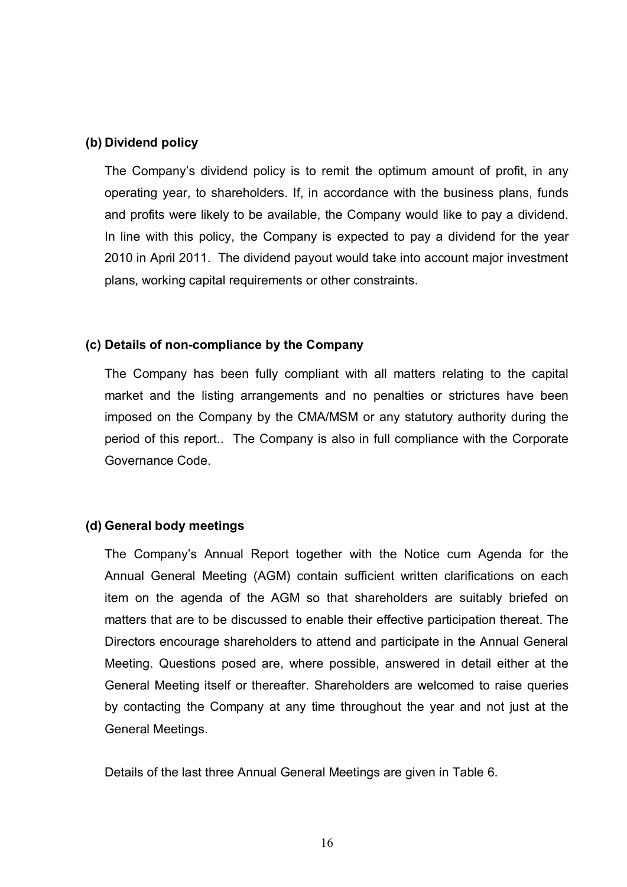**(b) Dividend policy**

The Company's dividend policy is to remit the optimum amount of profit, in any operating year, to shareholders. If, in accordance with the business plans, funds and profits were likely to be available, the Company would like to pay a dividend. In line with this policy, the Company is expected to pay a dividend for the year 2010 in April 2011. The dividend payout would take into account major investment plans, working capital requirements or other constraints.

**(c) Details of non-compliance by the Company**

The Company has been fully compliant with all matters relating to the capital market and the listing arrangements and no penalties or strictures have been imposed on the Company by the CMA/MSM or any statutory authority during the period of this report.. The Company is also in full compliance with the Corporate Governance Code.

**(d) General body meetings**

The Company's Annual Report together with the Notice cum Agenda for the Annual General Meeting (AGM) contain sufficient written clarifications on each item on the agenda of the AGM so that shareholders are suitably briefed on matters that are to be discussed to enable their effective participation thereat. The Directors encourage shareholders to attend and participate in the Annual General Meeting. Questions posed are, where possible, answered in detail either at the General Meeting itself or thereafter. Shareholders are welcomed to raise queries by contacting the Company at any time throughout the year and not just at the General Meetings.

Details of the last three Annual General Meetings are given in Table 6.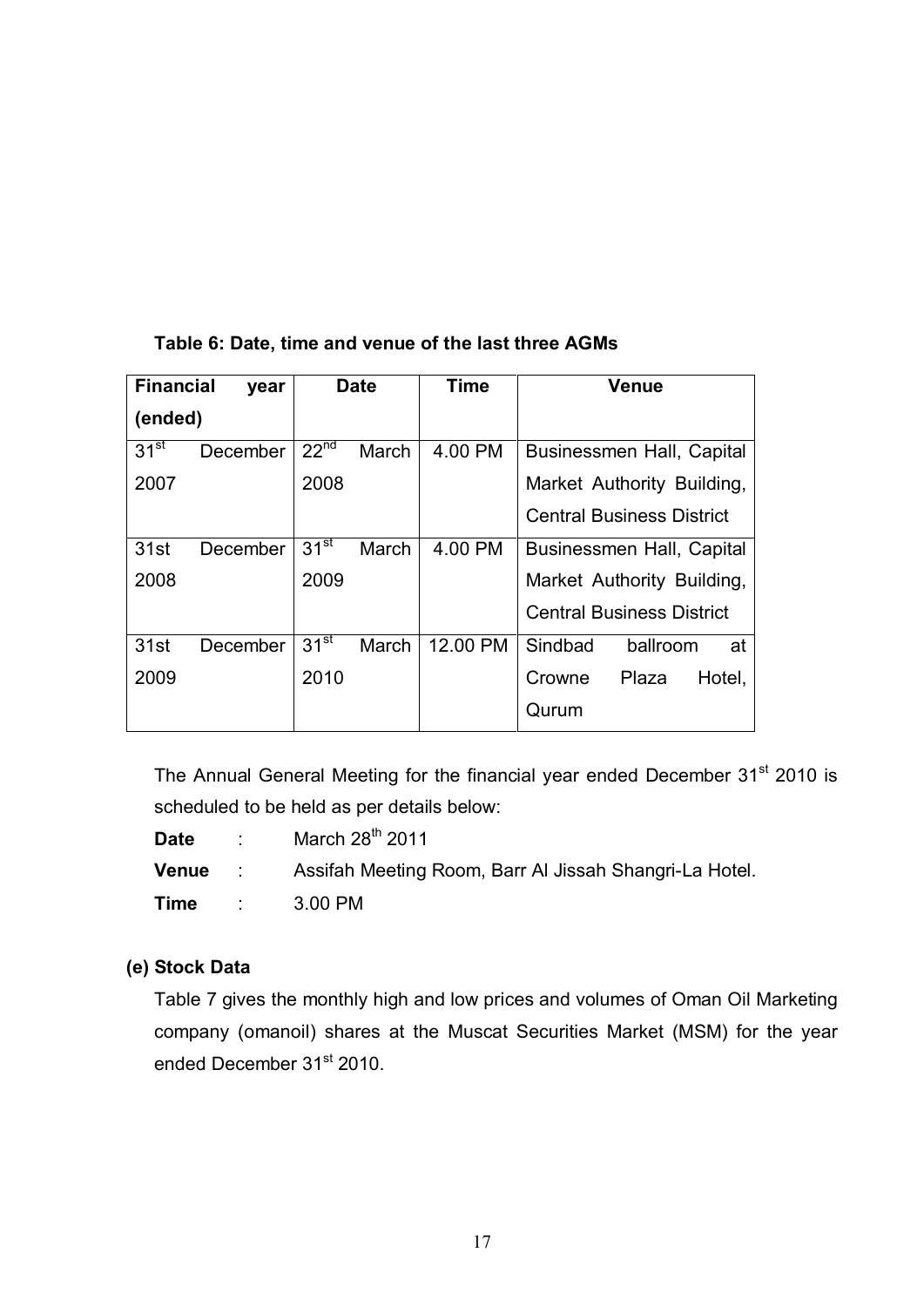**Table 6: Date, time and venue of the last three AGMs**

| Financial year (ended) | Date | Time | Venue |
| --- | --- | --- | --- |
| 31st December 2007 | 22nd March 2008 | 4.00 PM | Businessmen Hall, Capital Market Authority Building, Central Business District |
| 31st December 2008 | 31st March 2009 | 4.00 PM | Businessmen Hall, Capital Market Authority Building, Central Business District |
| 31st December 2009 | 31st March 2010 | 12.00 PM | Sindbad ballroom at Crowne Plaza Hotel, Qurum |

The Annual General Meeting for the financial year ended December 31st 2010 is scheduled to be held as per details below:

**Date** : March 28th 2011

**Venue** : Assifah Meeting Room, Barr Al Jissah Shangri-La Hotel.

**Time** : 3.00 PM

**(e) Stock Data**

Table 7 gives the monthly high and low prices and volumes of Oman Oil Marketing company (omanoil) shares at the Muscat Securities Market (MSM) for the year ended December 31st 2010.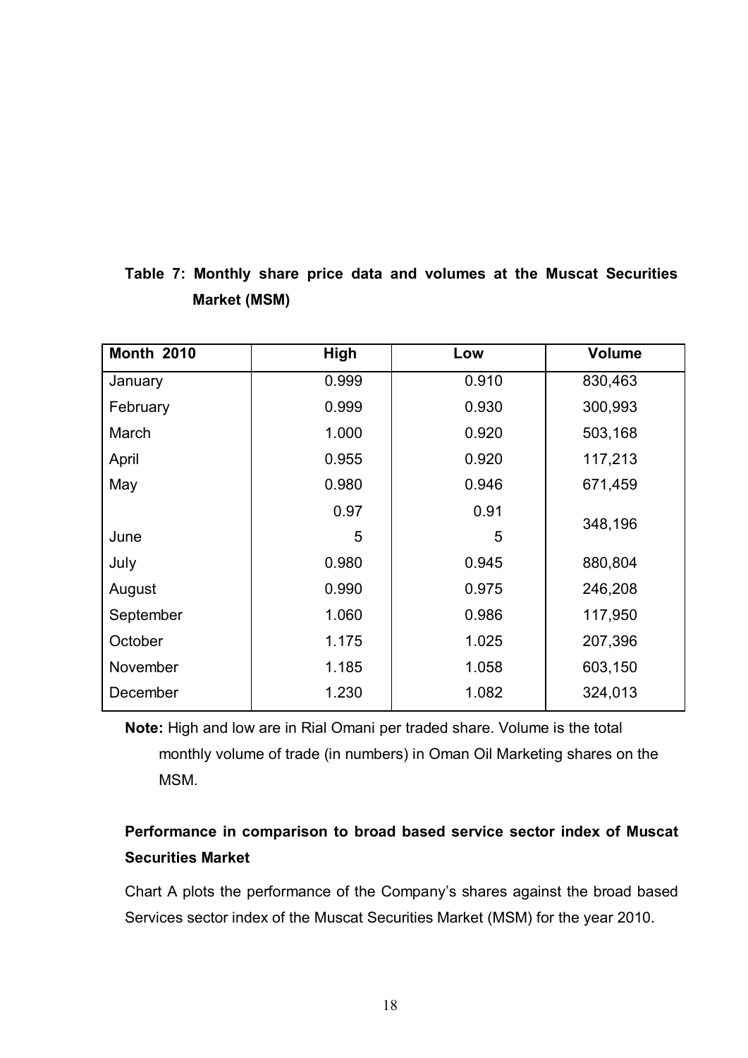**Table 7: Monthly share price data and volumes at the Muscat Securities Market (MSM)**

| Month 2010 | High | Low | Volume |
|---|---|---|---|
| January | 0.999 | 0.910 | 830,463 |
| February | 0.999 | 0.930 | 300,993 |
| March | 1.000 | 0.920 | 503,168 |
| April | 0.955 | 0.920 | 117,213 |
| May | 0.980 | 0.946 | 671,459 |
| June | 0.975 | 0.915 | 348,196 |
| July | 0.980 | 0.945 | 880,804 |
| August | 0.990 | 0.975 | 246,208 |
| September | 1.060 | 0.986 | 117,950 |
| October | 1.175 | 1.025 | 207,396 |
| November | 1.185 | 1.058 | 603,150 |
| December | 1.230 | 1.082 | 324,013 |

**Note:** High and low are in Rial Omani per traded share. Volume is the total monthly volume of trade (in numbers) in Oman Oil Marketing shares on the MSM.

**Performance in comparison to broad based service sector index of Muscat Securities Market**

Chart A plots the performance of the Company's shares against the broad based Services sector index of the Muscat Securities Market (MSM) for the year 2010.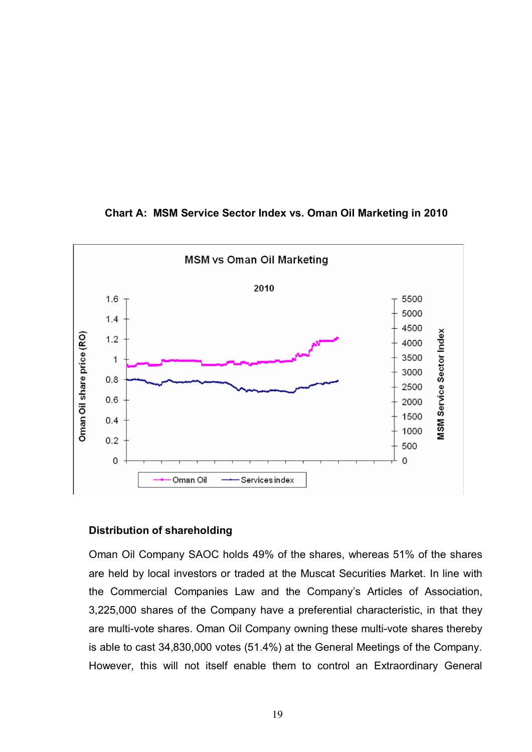**Chart A: MSM Service Sector Index vs. Oman Oil Marketing in 2010**

## Distribution of shareholding

Oman Oil Company SAOC holds 49% of the shares, whereas 51% of the shares are held by local investors or traded at the Muscat Securities Market. In line with the Commercial Companies Law and the Company's Articles of Association, 3,225,000 shares of the Company have a preferential characteristic, in that they are multi-vote shares. Oman Oil Company owning these multi-vote shares thereby is able to cast 34,830,000 votes (51.4%) at the General Meetings of the Company. However, this will not itself enable them to control an Extraordinary General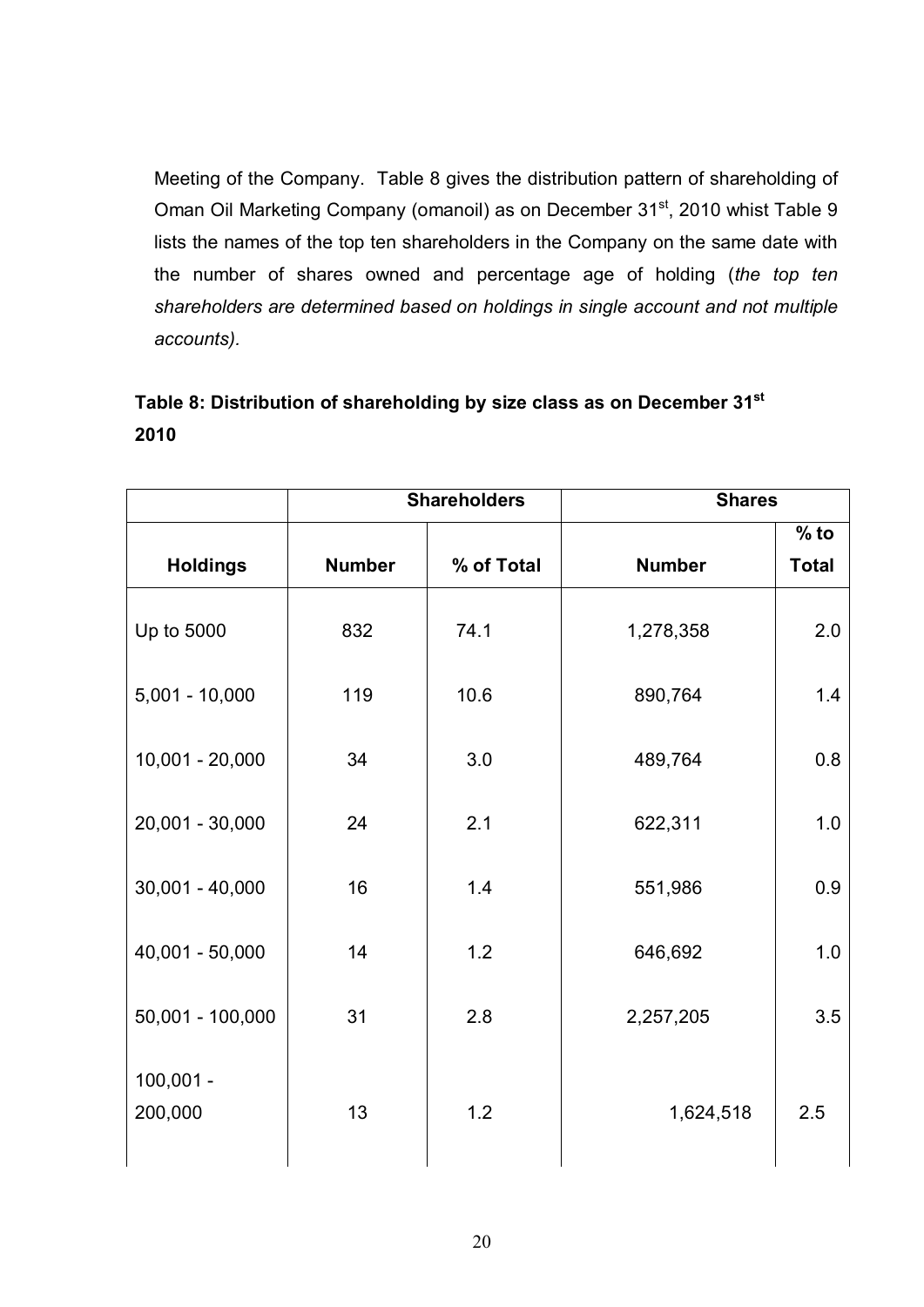Meeting of the Company. Table 8 gives the distribution pattern of shareholding of Oman Oil Marketing Company (omanoil) as on December 31st, 2010 whist Table 9 lists the names of the top ten shareholders in the Company on the same date with the number of shares owned and percentage age of holding (*the top ten shareholders are determined based on holdings in single account and not multiple accounts).*

**Table 8: Distribution of shareholding by size class as on December 31st 2010**

| | Shareholders | | Shares | |
|---|---|---|---|---|
| Holdings | Number | % of Total | Number | % to Total |
| Up to 5000 | 832 | 74.1 | 1,278,358 | 2.0 |
| 5,001 - 10,000 | 119 | 10.6 | 890,764 | 1.4 |
| 10,001 - 20,000 | 34 | 3.0 | 489,764 | 0.8 |
| 20,001 - 30,000 | 24 | 2.1 | 622,311 | 1.0 |
| 30,001 - 40,000 | 16 | 1.4 | 551,986 | 0.9 |
| 40,001 - 50,000 | 14 | 1.2 | 646,692 | 1.0 |
| 50,001 - 100,000 | 31 | 2.8 | 2,257,205 | 3.5 |
| 100,001 - 200,000 | 13 | 1.2 | 1,624,518 | 2.5 |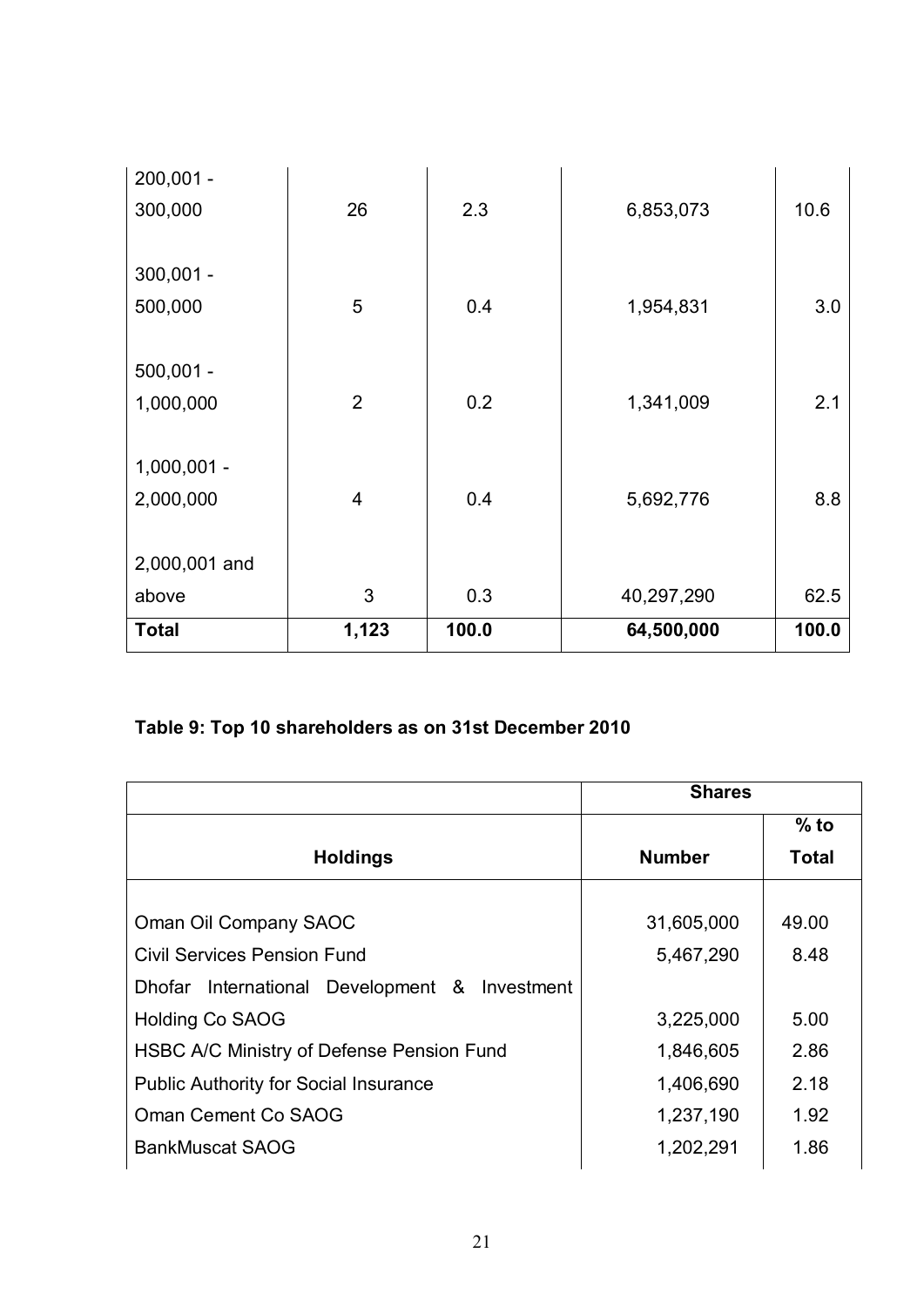| | | | | |
|---|---|---|---|---|
| 200,001 - 300,000 | 26 | 2.3 | 6,853,073 | 10.6 |
| 300,001 - 500,000 | 5 | 0.4 | 1,954,831 | 3.0 |
| 500,001 - 1,000,000 | 2 | 0.2 | 1,341,009 | 2.1 |
| 1,000,001 - 2,000,000 | 4 | 0.4 | 5,692,776 | 8.8 |
| 2,000,001 and above | 3 | 0.3 | 40,297,290 | 62.5 |
| **Total** | **1,123** | **100.0** | **64,500,000** | **100.0** |

**Table 9: Top 10 shareholders as on 31st December 2010**

| | **Shares** | |
|---|---|---|
| **Holdings** | **Number** | **% to Total** |
| Oman Oil Company SAOC | 31,605,000 | 49.00 |
| Civil Services Pension Fund | 5,467,290 | 8.48 |
| Dhofar International Development & Investment Holding Co SAOG | 3,225,000 | 5.00 |
| HSBC A/C Ministry of Defense Pension Fund | 1,846,605 | 2.86 |
| Public Authority for Social Insurance | 1,406,690 | 2.18 |
| Oman Cement Co SAOG | 1,237,190 | 1.92 |
| BankMuscat SAOG | 1,202,291 | 1.86 |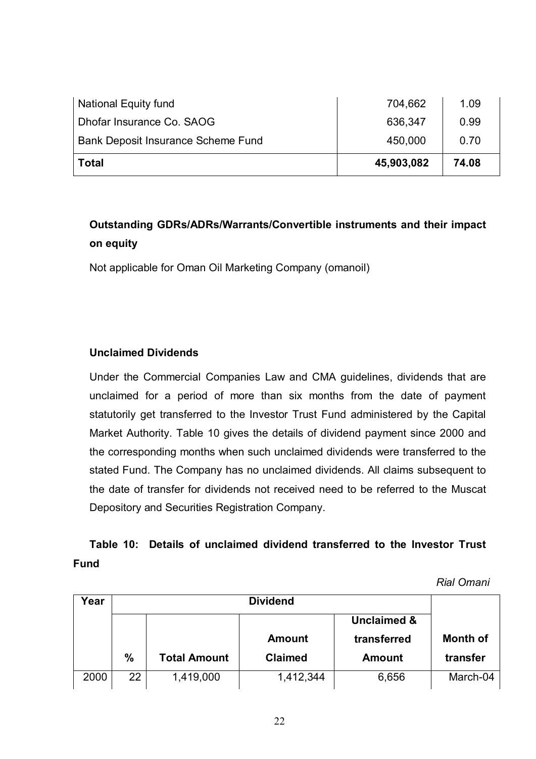| | | |
|---|---|---|
| National Equity fund | 704,662 | 1.09 |
| Dhofar Insurance Co. SAOG | 636,347 | 0.99 |
| Bank Deposit Insurance Scheme Fund | 450,000 | 0.70 |
| **Total** | **45,903,082** | **74.08** |

**Outstanding GDRs/ADRs/Warrants/Convertible instruments and their impact on equity**

Not applicable for Oman Oil Marketing Company (omanoil)

**Unclaimed Dividends**

Under the Commercial Companies Law and CMA guidelines, dividends that are unclaimed for a period of more than six months from the date of payment statutorily get transferred to the Investor Trust Fund administered by the Capital Market Authority. Table 10 gives the details of dividend payment since 2000 and the corresponding months when such unclaimed dividends were transferred to the stated Fund. The Company has no unclaimed dividends. All claims subsequent to the date of transfer for dividends not received need to be referred to the Muscat Depository and Securities Registration Company.

**Table 10: Details of unclaimed dividend transferred to the Investor Trust Fund**

*Rial Omani*

| Year | Dividend | | | | |
|---|---|---|---|---|---|
| | **%** | **Total Amount** | **Amount Claimed** | **Unclaimed & transferred Amount** | **Month of transfer** |
| 2000 | 22 | 1,419,000 | 1,412,344 | 6,656 | March-04 |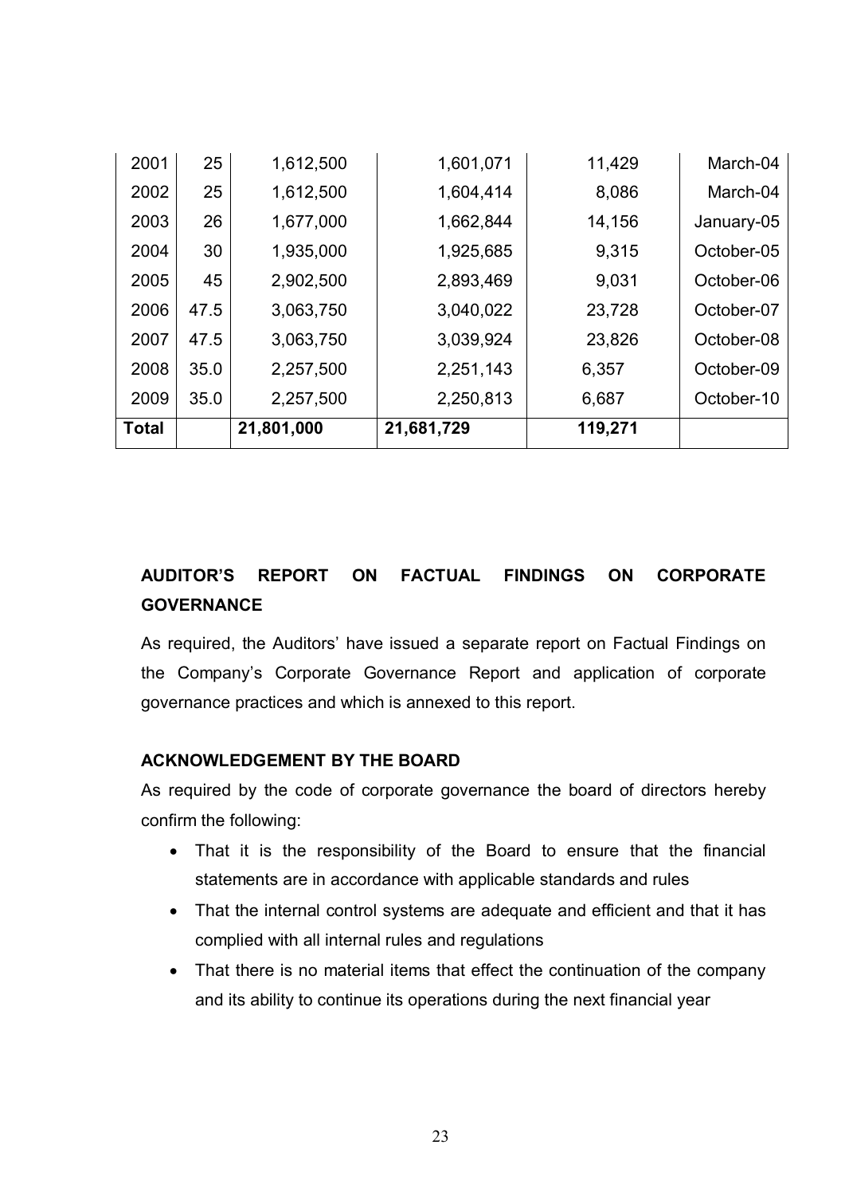| | | | | | |
|---|---|---|---|---|---|
| 2001 | 25 | 1,612,500 | 1,601,071 | 11,429 | March-04 |
| 2002 | 25 | 1,612,500 | 1,604,414 | 8,086 | March-04 |
| 2003 | 26 | 1,677,000 | 1,662,844 | 14,156 | January-05 |
| 2004 | 30 | 1,935,000 | 1,925,685 | 9,315 | October-05 |
| 2005 | 45 | 2,902,500 | 2,893,469 | 9,031 | October-06 |
| 2006 | 47.5 | 3,063,750 | 3,040,022 | 23,728 | October-07 |
| 2007 | 47.5 | 3,063,750 | 3,039,924 | 23,826 | October-08 |
| 2008 | 35.0 | 2,257,500 | 2,251,143 | 6,357 | October-09 |
| 2009 | 35.0 | 2,257,500 | 2,250,813 | 6,687 | October-10 |
| **Total** | | **21,801,000** | **21,681,729** | **119,271** | |

**AUDITOR'S REPORT ON FACTUAL FINDINGS ON CORPORATE GOVERNANCE**

As required, the Auditors' have issued a separate report on Factual Findings on the Company's Corporate Governance Report and application of corporate governance practices and which is annexed to this report.

**ACKNOWLEDGEMENT BY THE BOARD**

As required by the code of corporate governance the board of directors hereby confirm the following:

- That it is the responsibility of the Board to ensure that the financial statements are in accordance with applicable standards and rules
- That the internal control systems are adequate and efficient and that it has complied with all internal rules and regulations
- That there is no material items that effect the continuation of the company and its ability to continue its operations during the next financial year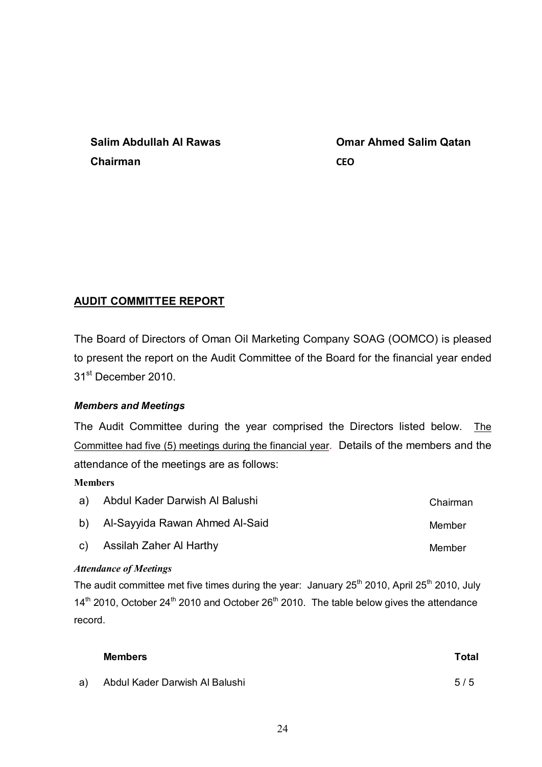| **Salim Abdullah Al Rawas** | **Omar Ahmed Salim Qatan** |
| --- | --- |
| **Chairman** | **CEO** |

## AUDIT COMMITTEE REPORT

The Board of Directors of Oman Oil Marketing Company SOAG (OOMCO) is pleased to present the report on the Audit Committee of the Board for the financial year ended 31st December 2010.

### *Members and Meetings*

The Audit Committee during the year comprised the Directors listed below. The Committee had five (5) meetings during the financial year. Details of the members and the attendance of the meetings are as follows:

**Members**

| | Name | Position |
| --- | --- | --- |
| a) | Abdul Kader Darwish Al Balushi | Chairman |
| b) | Al-Sayyida Rawan Ahmed Al-Said | Member |
| c) | Assilah Zaher Al Harthy | Member |

***Attendance of Meetings***

The audit committee met five times during the year: January 25th 2010, April 25th 2010, July 14th 2010, October 24th 2010 and October 26th 2010. The table below gives the attendance record.

| | **Members** | **Total** |
| --- | --- | --- |
| a) | Abdul Kader Darwish Al Balushi | 5 / 5 |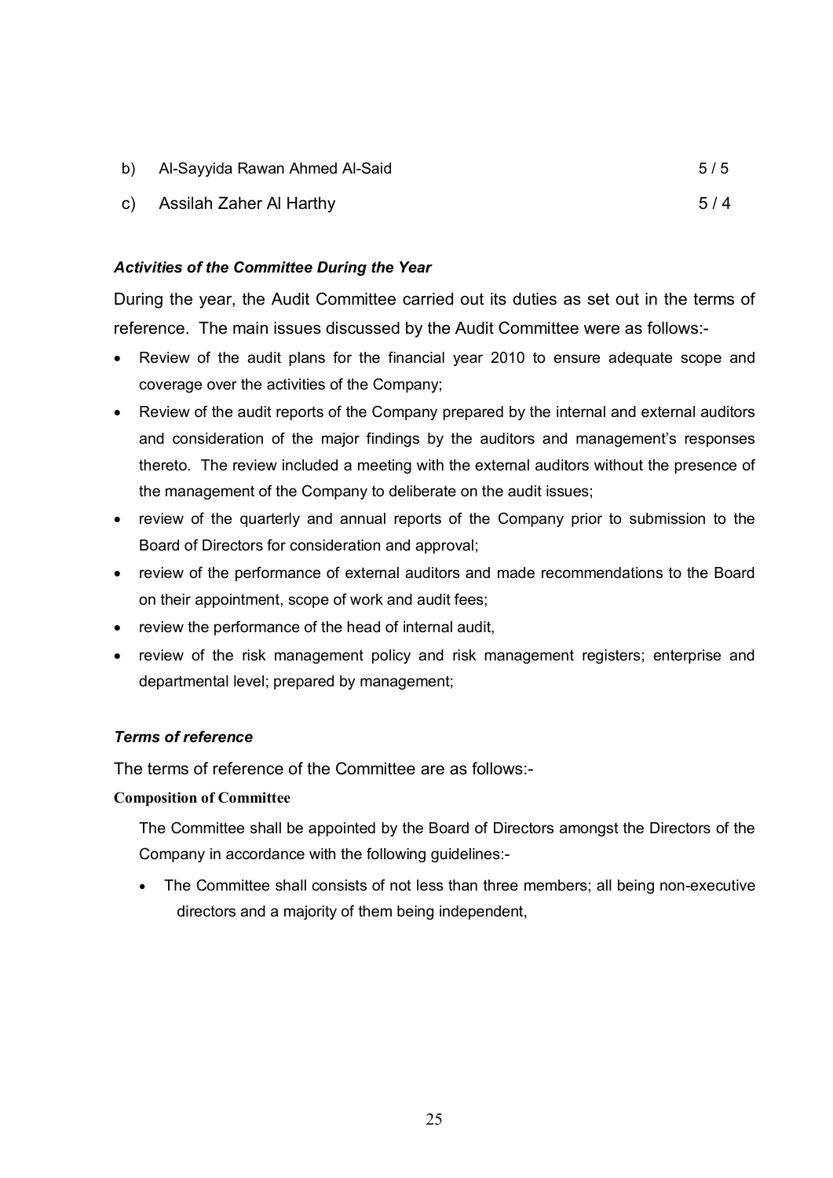| | | |
|---|---|---|
| b) | Al-Sayyida Rawan Ahmed Al-Said | 5 / 5 |
| c) | Assilah Zaher Al Harthy | 5 / 4 |

***Activities of the Committee During the Year***

During the year, the Audit Committee carried out its duties as set out in the terms of reference. The main issues discussed by the Audit Committee were as follows:-

- Review of the audit plans for the financial year 2010 to ensure adequate scope and coverage over the activities of the Company;
- Review of the audit reports of the Company prepared by the internal and external auditors and consideration of the major findings by the auditors and management's responses thereto. The review included a meeting with the external auditors without the presence of the management of the Company to deliberate on the audit issues;
- review of the quarterly and annual reports of the Company prior to submission to the Board of Directors for consideration and approval;
- review of the performance of external auditors and made recommendations to the Board on their appointment, scope of work and audit fees;
- review the performance of the head of internal audit,
- review of the risk management policy and risk management registers; enterprise and departmental level; prepared by management;

***Terms of reference***

The terms of reference of the Committee are as follows:-

**Composition of Committee**

The Committee shall be appointed by the Board of Directors amongst the Directors of the Company in accordance with the following guidelines:-

- The Committee shall consists of not less than three members; all being non-executive directors and a majority of them being independent,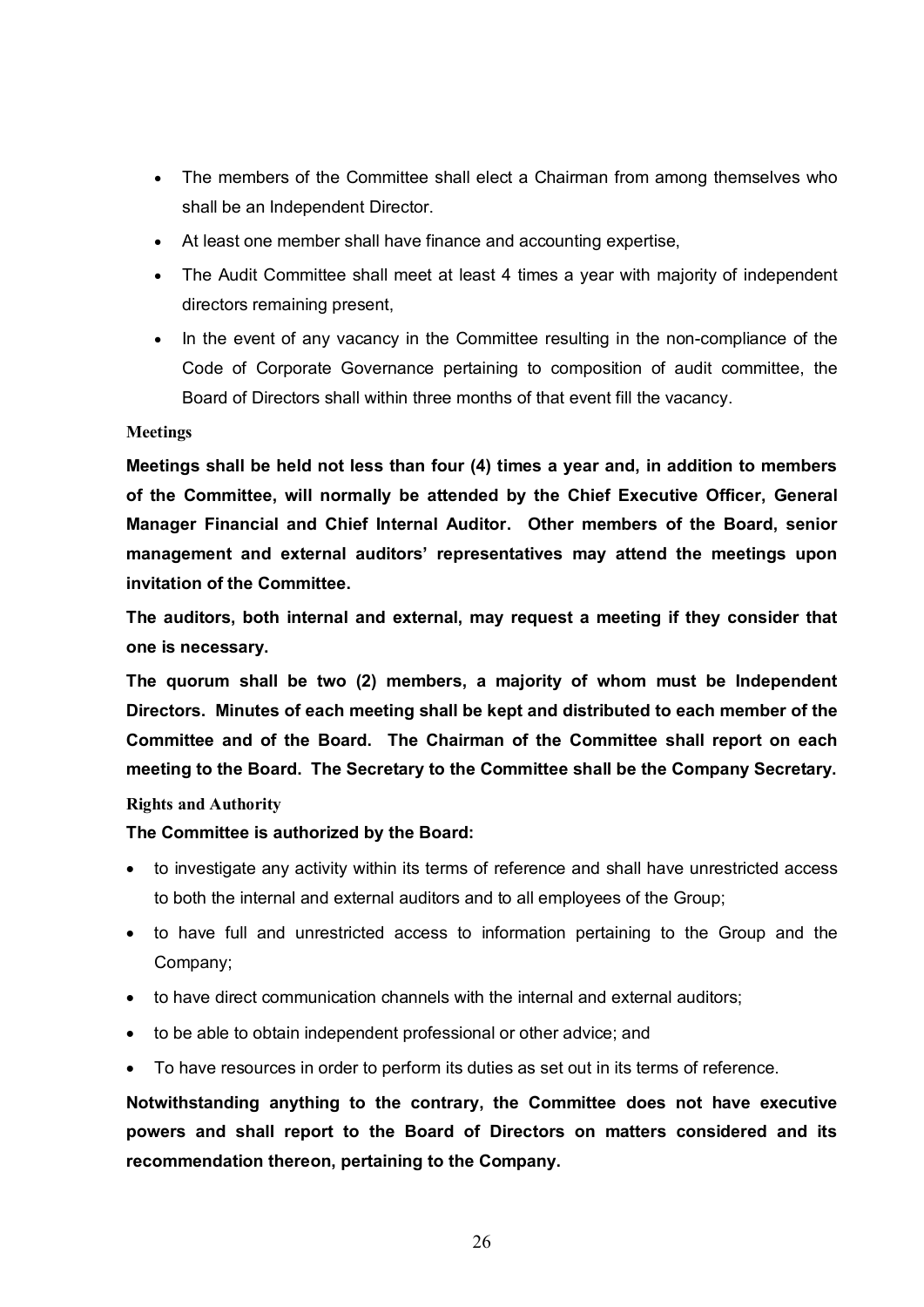- The members of the Committee shall elect a Chairman from among themselves who shall be an Independent Director.
- At least one member shall have finance and accounting expertise,
- The Audit Committee shall meet at least 4 times a year with majority of independent directors remaining present,
- In the event of any vacancy in the Committee resulting in the non-compliance of the Code of Corporate Governance pertaining to composition of audit committee, the Board of Directors shall within three months of that event fill the vacancy.

**Meetings**

**Meetings shall be held not less than four (4) times a year and, in addition to members of the Committee, will normally be attended by the Chief Executive Officer, General Manager Financial and Chief Internal Auditor. Other members of the Board, senior management and external auditors' representatives may attend the meetings upon invitation of the Committee.**

**The auditors, both internal and external, may request a meeting if they consider that one is necessary.**

**The quorum shall be two (2) members, a majority of whom must be Independent Directors. Minutes of each meeting shall be kept and distributed to each member of the Committee and of the Board. The Chairman of the Committee shall report on each meeting to the Board. The Secretary to the Committee shall be the Company Secretary.**

**Rights and Authority**

**The Committee is authorized by the Board:**

- to investigate any activity within its terms of reference and shall have unrestricted access to both the internal and external auditors and to all employees of the Group;
- to have full and unrestricted access to information pertaining to the Group and the Company;
- to have direct communication channels with the internal and external auditors;
- to be able to obtain independent professional or other advice; and
- To have resources in order to perform its duties as set out in its terms of reference.

**Notwithstanding anything to the contrary, the Committee does not have executive powers and shall report to the Board of Directors on matters considered and its recommendation thereon, pertaining to the Company.**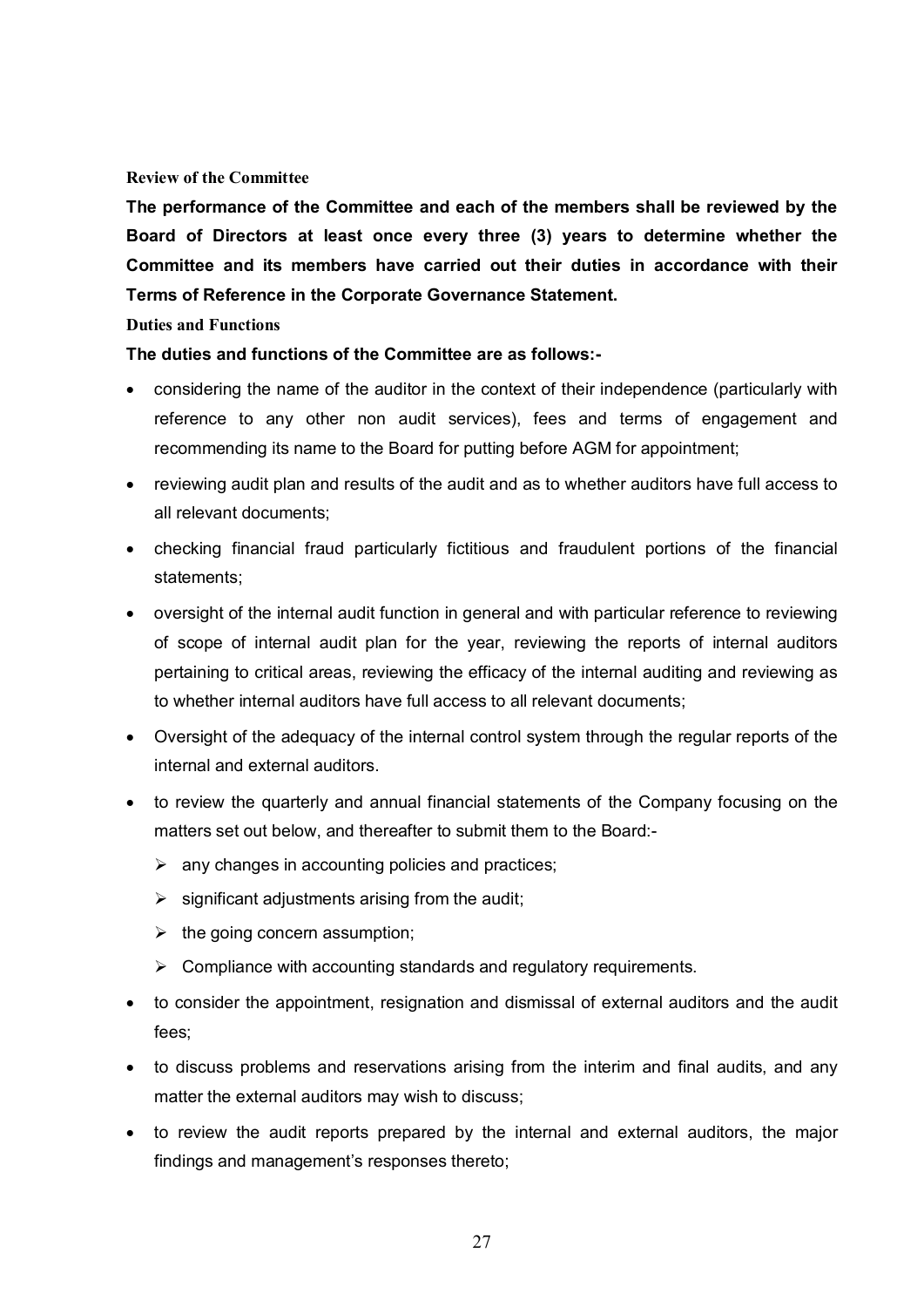**Review of the Committee**

**The performance of the Committee and each of the members shall be reviewed by the Board of Directors at least once every three (3) years to determine whether the Committee and its members have carried out their duties in accordance with their Terms of Reference in the Corporate Governance Statement.**

**Duties and Functions**

**The duties and functions of the Committee are as follows:-**

- considering the name of the auditor in the context of their independence (particularly with reference to any other non audit services), fees and terms of engagement and recommending its name to the Board for putting before AGM for appointment;
- reviewing audit plan and results of the audit and as to whether auditors have full access to all relevant documents;
- checking financial fraud particularly fictitious and fraudulent portions of the financial statements;
- oversight of the internal audit function in general and with particular reference to reviewing of scope of internal audit plan for the year, reviewing the reports of internal auditors pertaining to critical areas, reviewing the efficacy of the internal auditing and reviewing as to whether internal auditors have full access to all relevant documents;
- Oversight of the adequacy of the internal control system through the regular reports of the internal and external auditors.
- to review the quarterly and annual financial statements of the Company focusing on the matters set out below, and thereafter to submit them to the Board:-
  - any changes in accounting policies and practices;
  - significant adjustments arising from the audit;
  - the going concern assumption;
  - Compliance with accounting standards and regulatory requirements.
- to consider the appointment, resignation and dismissal of external auditors and the audit fees;
- to discuss problems and reservations arising from the interim and final audits, and any matter the external auditors may wish to discuss;
- to review the audit reports prepared by the internal and external auditors, the major findings and management's responses thereto;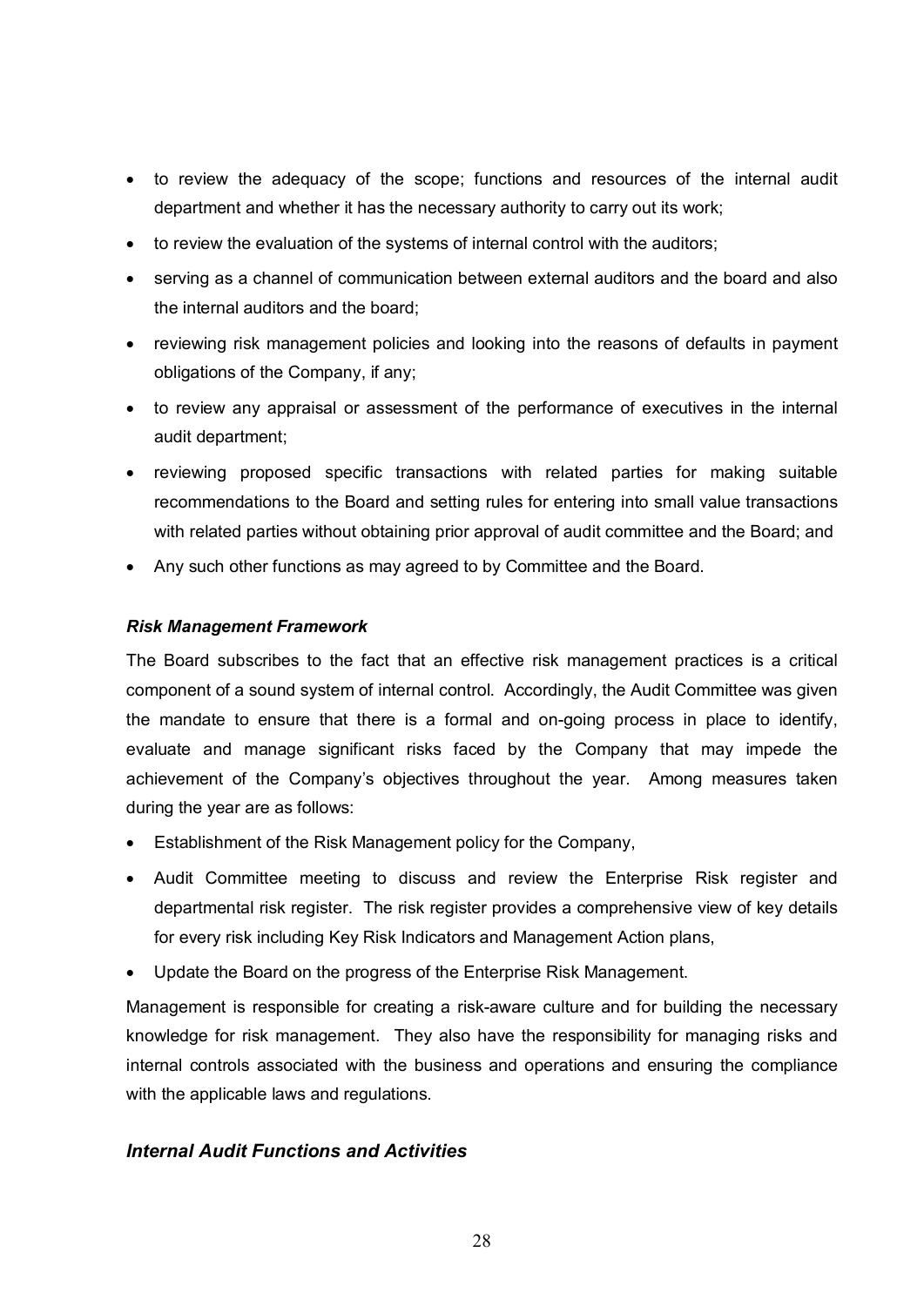- to review the adequacy of the scope; functions and resources of the internal audit department and whether it has the necessary authority to carry out its work;
- to review the evaluation of the systems of internal control with the auditors;
- serving as a channel of communication between external auditors and the board and also the internal auditors and the board;
- reviewing risk management policies and looking into the reasons of defaults in payment obligations of the Company, if any;
- to review any appraisal or assessment of the performance of executives in the internal audit department;
- reviewing proposed specific transactions with related parties for making suitable recommendations to the Board and setting rules for entering into small value transactions with related parties without obtaining prior approval of audit committee and the Board; and
- Any such other functions as may agreed to by Committee and the Board.

***Risk Management Framework***

The Board subscribes to the fact that an effective risk management practices is a critical component of a sound system of internal control. Accordingly, the Audit Committee was given the mandate to ensure that there is a formal and on-going process in place to identify, evaluate and manage significant risks faced by the Company that may impede the achievement of the Company's objectives throughout the year. Among measures taken during the year are as follows:

- Establishment of the Risk Management policy for the Company,
- Audit Committee meeting to discuss and review the Enterprise Risk register and departmental risk register. The risk register provides a comprehensive view of key details for every risk including Key Risk Indicators and Management Action plans,
- Update the Board on the progress of the Enterprise Risk Management.

Management is responsible for creating a risk-aware culture and for building the necessary knowledge for risk management. They also have the responsibility for managing risks and internal controls associated with the business and operations and ensuring the compliance with the applicable laws and regulations.

## ***Internal Audit Functions and Activities***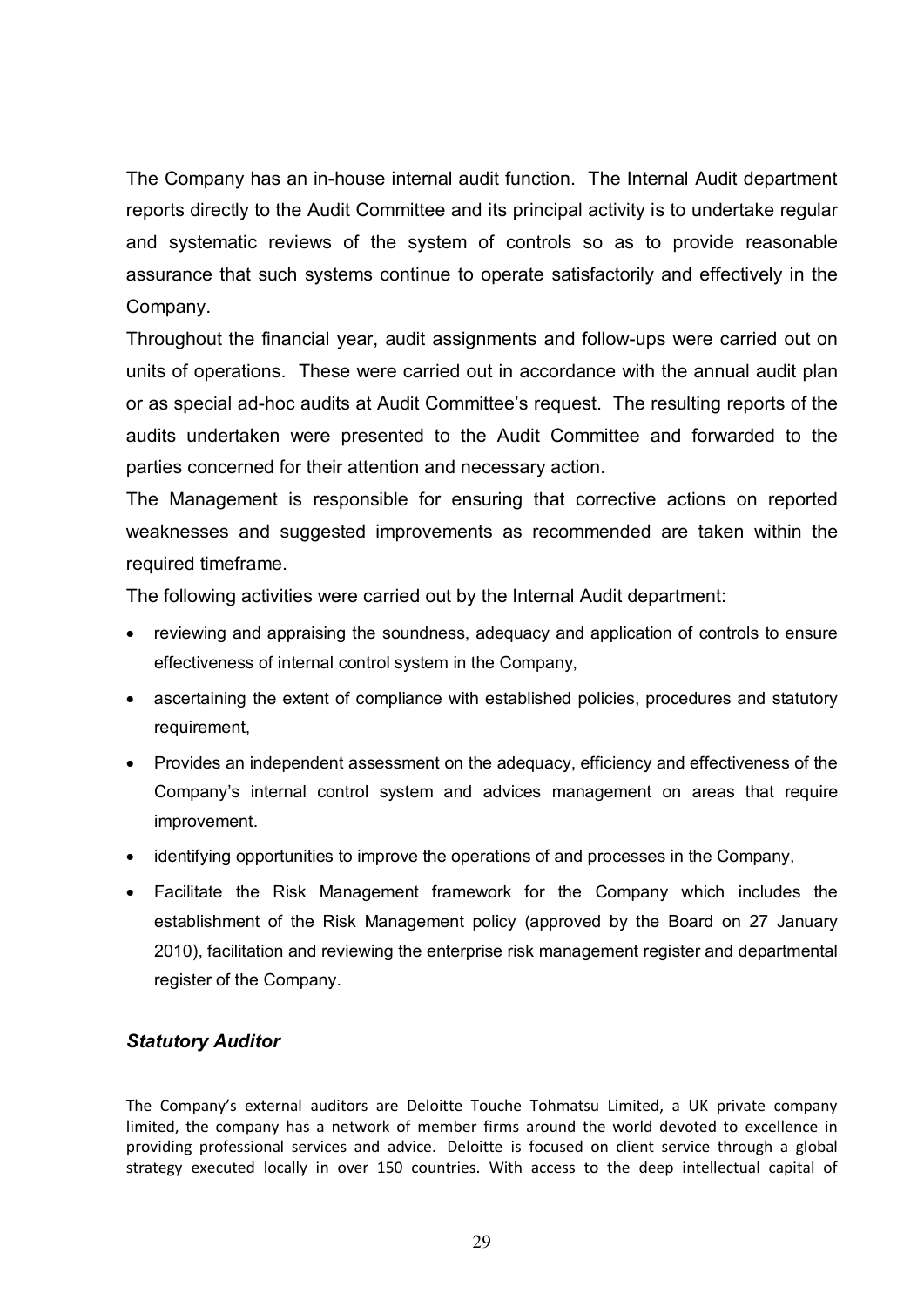The Company has an in-house internal audit function. The Internal Audit department reports directly to the Audit Committee and its principal activity is to undertake regular and systematic reviews of the system of controls so as to provide reasonable assurance that such systems continue to operate satisfactorily and effectively in the Company.

Throughout the financial year, audit assignments and follow-ups were carried out on units of operations. These were carried out in accordance with the annual audit plan or as special ad-hoc audits at Audit Committee's request. The resulting reports of the audits undertaken were presented to the Audit Committee and forwarded to the parties concerned for their attention and necessary action.

The Management is responsible for ensuring that corrective actions on reported weaknesses and suggested improvements as recommended are taken within the required timeframe.

The following activities were carried out by the Internal Audit department:

- reviewing and appraising the soundness, adequacy and application of controls to ensure effectiveness of internal control system in the Company,
- ascertaining the extent of compliance with established policies, procedures and statutory requirement,
- Provides an independent assessment on the adequacy, efficiency and effectiveness of the Company's internal control system and advices management on areas that require improvement.
- identifying opportunities to improve the operations of and processes in the Company,
- Facilitate the Risk Management framework for the Company which includes the establishment of the Risk Management policy (approved by the Board on 27 January 2010), facilitation and reviewing the enterprise risk management register and departmental register of the Company.

### *Statutory Auditor*

The Company's external auditors are Deloitte Touche Tohmatsu Limited, a UK private company limited, the company has a network of member firms around the world devoted to excellence in providing professional services and advice. Deloitte is focused on client service through a global strategy executed locally in over 150 countries. With access to the deep intellectual capital of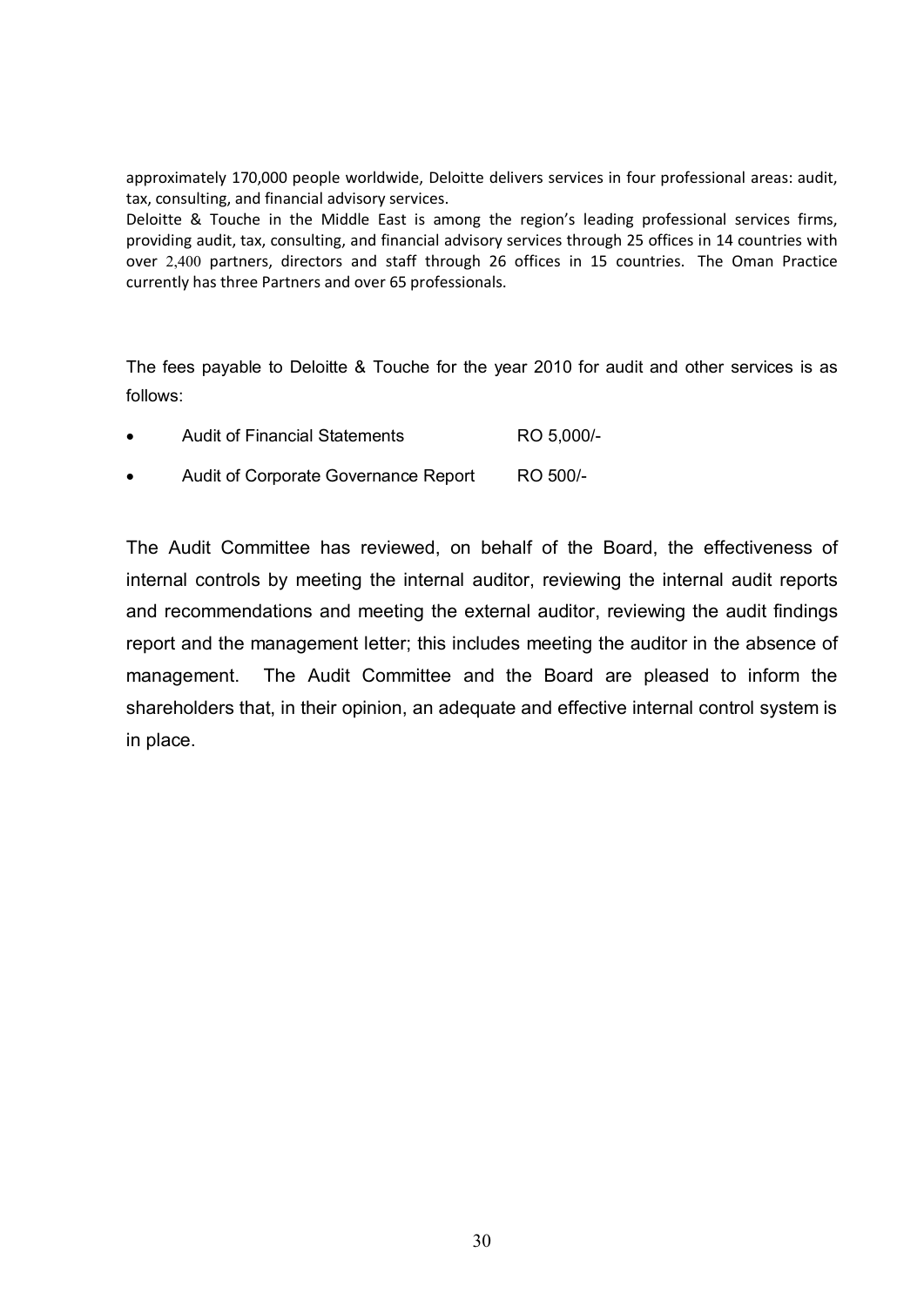approximately 170,000 people worldwide, Deloitte delivers services in four professional areas: audit, tax, consulting, and financial advisory services.

Deloitte & Touche in the Middle East is among the region's leading professional services firms, providing audit, tax, consulting, and financial advisory services through 25 offices in 14 countries with over 2,400 partners, directors and staff through 26 offices in 15 countries. The Oman Practice currently has three Partners and over 65 professionals.

The fees payable to Deloitte & Touche for the year 2010 for audit and other services is as follows:

- Audit of Financial Statements RO 5,000/-
- Audit of Corporate Governance Report RO 500/-

The Audit Committee has reviewed, on behalf of the Board, the effectiveness of internal controls by meeting the internal auditor, reviewing the internal audit reports and recommendations and meeting the external auditor, reviewing the audit findings report and the management letter; this includes meeting the auditor in the absence of management. The Audit Committee and the Board are pleased to inform the shareholders that, in their opinion, an adequate and effective internal control system is in place.